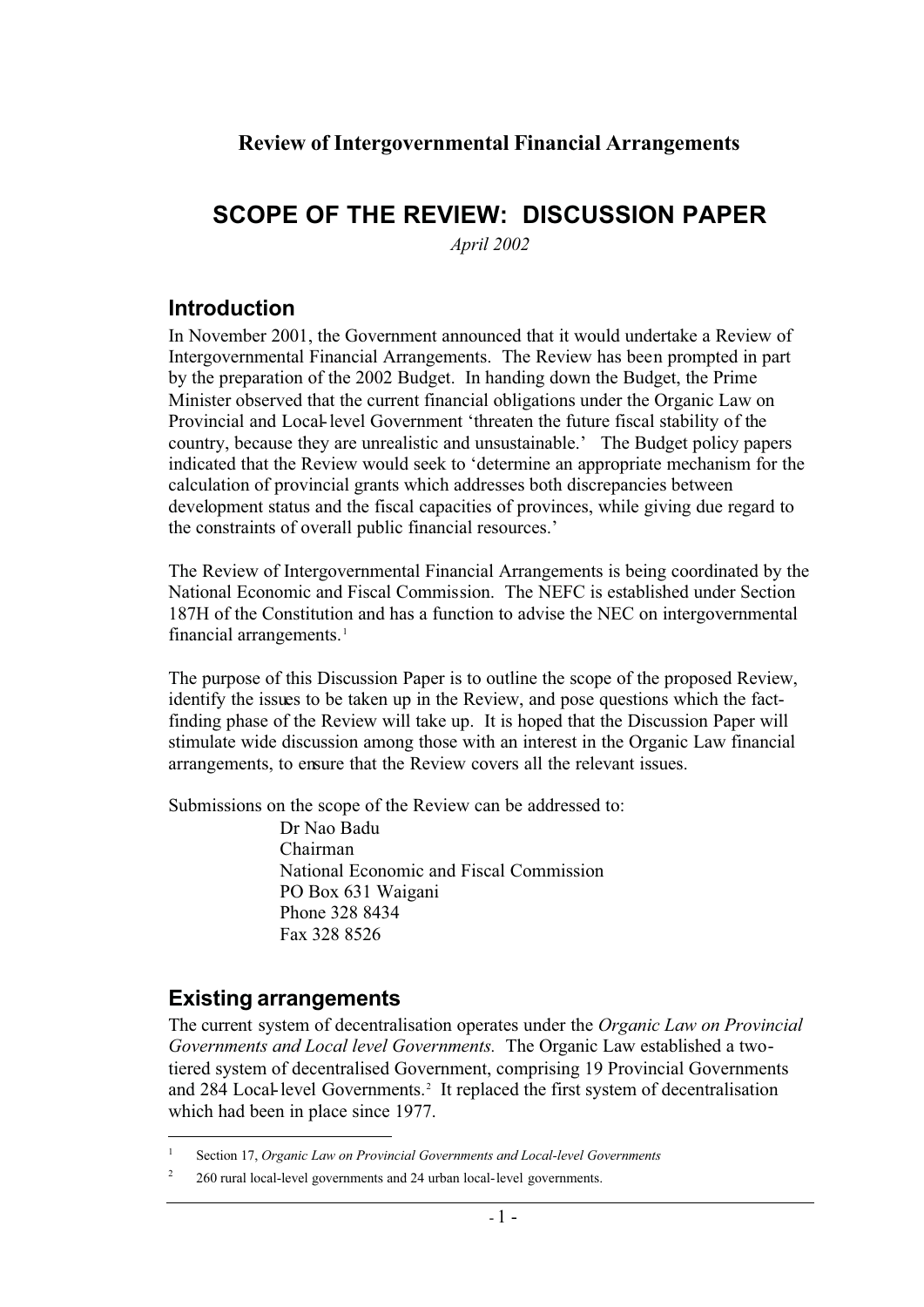**Review of Intergovernmental Financial Arrangements**

# SCOPE OF THE REVIEW: DISCUSSION PAPER

*April 2002*

## Introduction

In November 2001, the Government announced that it would undertake a Review of Intergovernmental Financial Arrangements. The Review has been prompted in part by the preparation of the 2002 Budget. In handing down the Budget, the Prime Minister observed that the current financial obligations under the Organic Law on Provincial and Local-level Government 'threaten the future fiscal stability of the country, because they are unrealistic and unsustainable.' The Budget policy papers indicated that the Review would seek to 'determine an appropriate mechanism for the calculation of provincial grants which addresses both discrepancies between development status and the fiscal capacities of provinces, while giving due regard to the constraints of overall public financial resources.'

The Review of Intergovernmental Financial Arrangements is being coordinated by the National Economic and Fiscal Commission. The NEFC is established under Section 187H of the Constitution and has a function to advise the NEC on intergovernmental financial arrangements.[1]

The purpose of this Discussion Paper is to outline the scope of the proposed Review, identify the issues to be taken up in the Review, and pose questions which the fact-finding phase of the Review will take up. It is hoped that the Discussion Paper will stimulate wide discussion among those with an interest in the Organic Law financial arrangements, to ensure that the Review covers all the relevant issues.

Submissions on the scope of the Review can be addressed to:

Dr Nao Badu
Chairman
National Economic and Fiscal Commission
PO Box 631 Waigani
Phone 328 8434
Fax 328 8526

## Existing arrangements

The current system of decentralisation operates under the *Organic Law on Provincial Governments and Local level Governments.* The Organic Law established a two-tiered system of decentralised Government, comprising 19 Provincial Governments and 284 Local-level Governments.[2] It replaced the first system of decentralisation which had been in place since 1977.

---

[1] Section 17, *Organic Law on Provincial Governments and Local-level Governments*

[2] 260 rural local-level governments and 24 urban local-level governments.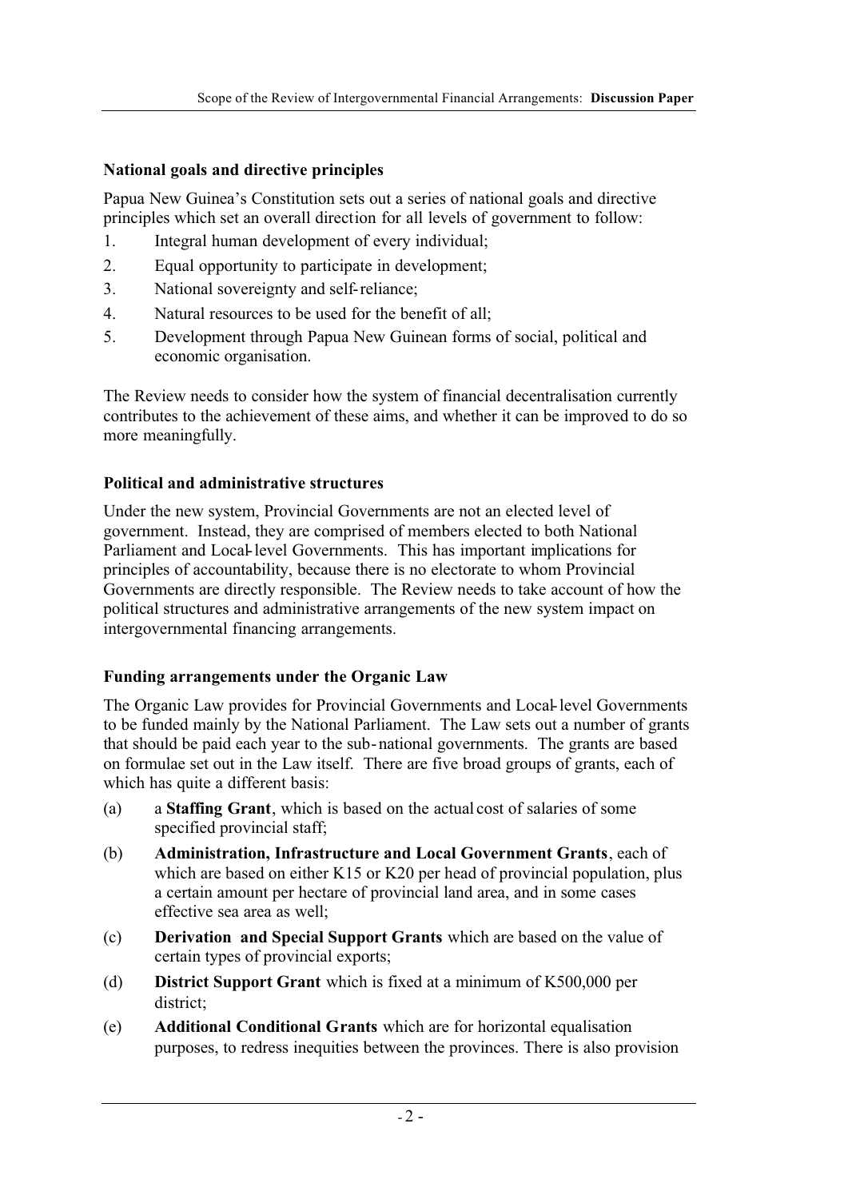**National goals and directive principles**

Papua New Guinea's Constitution sets out a series of national goals and directive principles which set an overall direction for all levels of government to follow:

1. Integral human development of every individual;
2. Equal opportunity to participate in development;
3. National sovereignty and self-reliance;
4. Natural resources to be used for the benefit of all;
5. Development through Papua New Guinean forms of social, political and economic organisation.

The Review needs to consider how the system of financial decentralisation currently contributes to the achievement of these aims, and whether it can be improved to do so more meaningfully.

**Political and administrative structures**

Under the new system, Provincial Governments are not an elected level of government. Instead, they are comprised of members elected to both National Parliament and Local-level Governments. This has important implications for principles of accountability, because there is no electorate to whom Provincial Governments are directly responsible. The Review needs to take account of how the political structures and administrative arrangements of the new system impact on intergovernmental financing arrangements.

**Funding arrangements under the Organic Law**

The Organic Law provides for Provincial Governments and Local-level Governments to be funded mainly by the National Parliament. The Law sets out a number of grants that should be paid each year to the sub-national governments. The grants are based on formulae set out in the Law itself. There are five broad groups of grants, each of which has quite a different basis:

(a) a **Staffing Grant**, which is based on the actual cost of salaries of some specified provincial staff;

(b) **Administration, Infrastructure and Local Government Grants**, each of which are based on either K15 or K20 per head of provincial population, plus a certain amount per hectare of provincial land area, and in some cases effective sea area as well;

(c) **Derivation and Special Support Grants** which are based on the value of certain types of provincial exports;

(d) **District Support Grant** which is fixed at a minimum of K500,000 per district;

(e) **Additional Conditional Grants** which are for horizontal equalisation purposes, to redress inequities between the provinces. There is also provision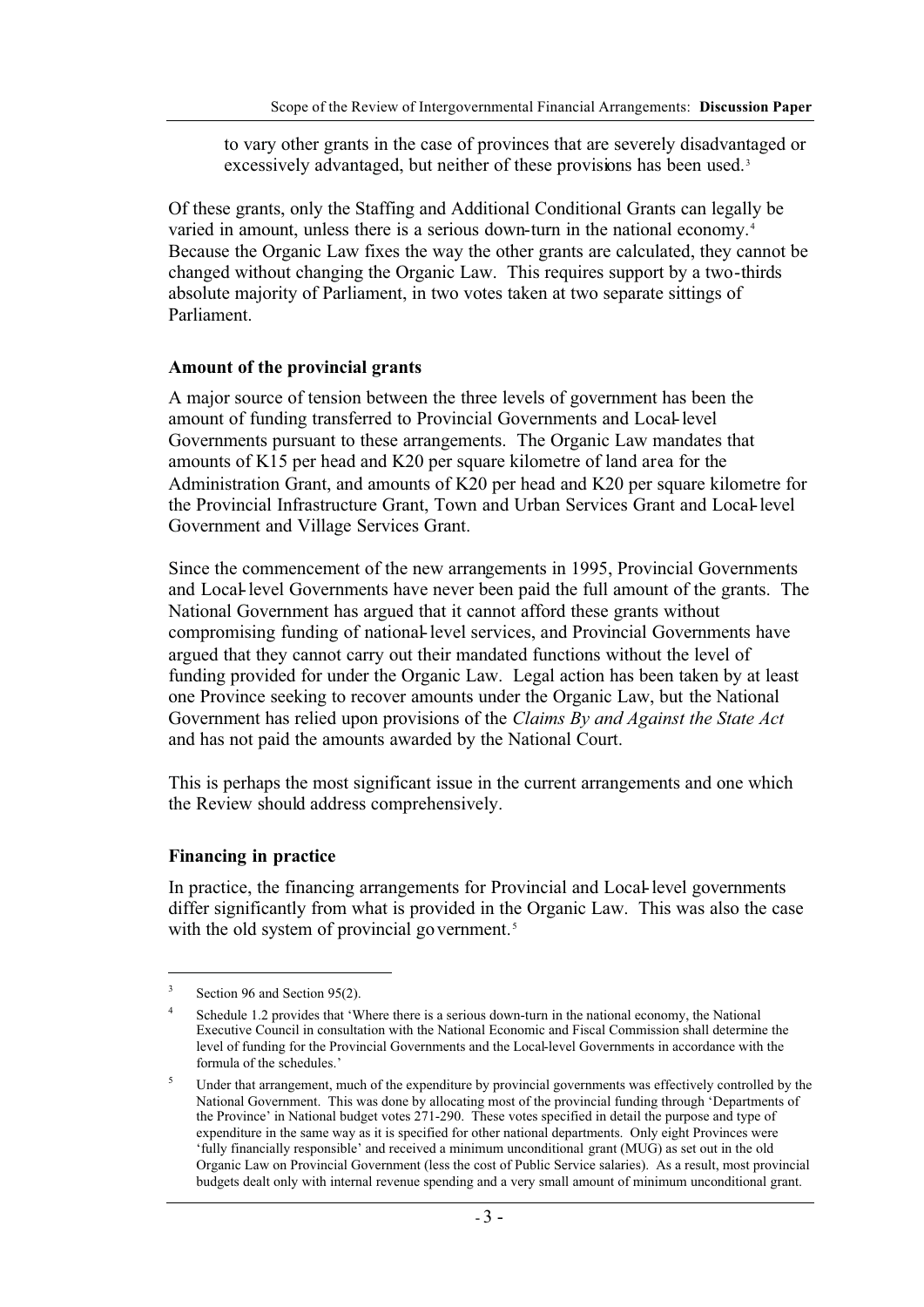to vary other grants in the case of provinces that are severely disadvantaged or excessively advantaged, but neither of these provisions has been used.[3]

Of these grants, only the Staffing and Additional Conditional Grants can legally be varied in amount, unless there is a serious down-turn in the national economy.[4] Because the Organic Law fixes the way the other grants are calculated, they cannot be changed without changing the Organic Law. This requires support by a two-thirds absolute majority of Parliament, in two votes taken at two separate sittings of Parliament.

**Amount of the provincial grants**

A major source of tension between the three levels of government has been the amount of funding transferred to Provincial Governments and Local-level Governments pursuant to these arrangements. The Organic Law mandates that amounts of K15 per head and K20 per square kilometre of land area for the Administration Grant, and amounts of K20 per head and K20 per square kilometre for the Provincial Infrastructure Grant, Town and Urban Services Grant and Local-level Government and Village Services Grant.

Since the commencement of the new arrangements in 1995, Provincial Governments and Local-level Governments have never been paid the full amount of the grants. The National Government has argued that it cannot afford these grants without compromising funding of national-level services, and Provincial Governments have argued that they cannot carry out their mandated functions without the level of funding provided for under the Organic Law. Legal action has been taken by at least one Province seeking to recover amounts under the Organic Law, but the National Government has relied upon provisions of the *Claims By and Against the State Act* and has not paid the amounts awarded by the National Court.

This is perhaps the most significant issue in the current arrangements and one which the Review should address comprehensively.

**Financing in practice**

In practice, the financing arrangements for Provincial and Local-level governments differ significantly from what is provided in the Organic Law. This was also the case with the old system of provincial government.[5]

---

[3] Section 96 and Section 95(2).

[4] Schedule 1.2 provides that 'Where there is a serious down-turn in the national economy, the National Executive Council in consultation with the National Economic and Fiscal Commission shall determine the level of funding for the Provincial Governments and the Local-level Governments in accordance with the formula of the schedules.'

[5] Under that arrangement, much of the expenditure by provincial governments was effectively controlled by the National Government. This was done by allocating most of the provincial funding through 'Departments of the Province' in National budget votes 271-290. These votes specified in detail the purpose and type of expenditure in the same way as it is specified for other national departments. Only eight Provinces were 'fully financially responsible' and received a minimum unconditional grant (MUG) as set out in the old Organic Law on Provincial Government (less the cost of Public Service salaries). As a result, most provincial budgets dealt only with internal revenue spending and a very small amount of minimum unconditional grant.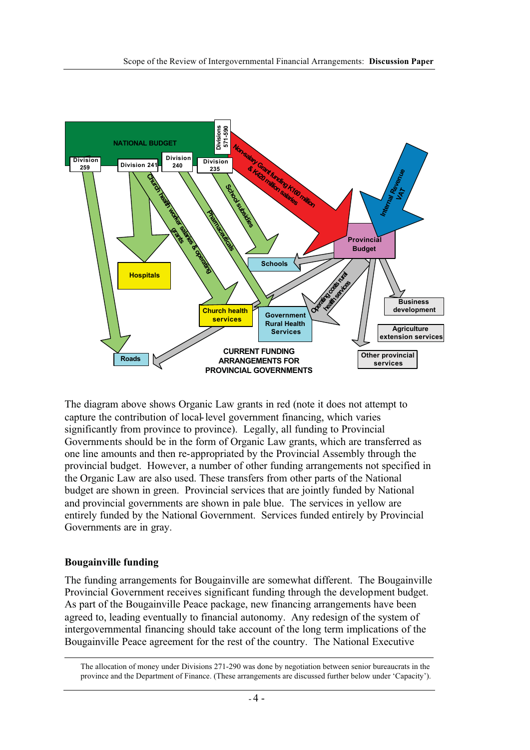The diagram above shows Organic Law grants in red (note it does not attempt to capture the contribution of local-level government financing, which varies significantly from province to province). Legally, all funding to Provincial Governments should be in the form of Organic Law grants, which are transferred as one line amounts and then re-appropriated by the Provincial Assembly through the provincial budget. However, a number of other funding arrangements not specified in the Organic Law are also used. These transfers from other parts of the National budget are shown in green. Provincial services that are jointly funded by National and provincial governments are shown in pale blue. The services in yellow are entirely funded by the National Government. Services funded entirely by Provincial Governments are in gray.

## Bougainville funding

The funding arrangements for Bougainville are somewhat different. The Bougainville Provincial Government receives significant funding through the development budget. As part of the Bougainville Peace package, new financing arrangements have been agreed to, leading eventually to financial autonomy. Any redesign of the system of intergovernmental financing should take account of the long term implications of the Bougainville Peace agreement for the rest of the country. The National Executive

The allocation of money under Divisions 271-290 was done by negotiation between senior bureaucrats in the province and the Department of Finance. (These arrangements are discussed further below under 'Capacity').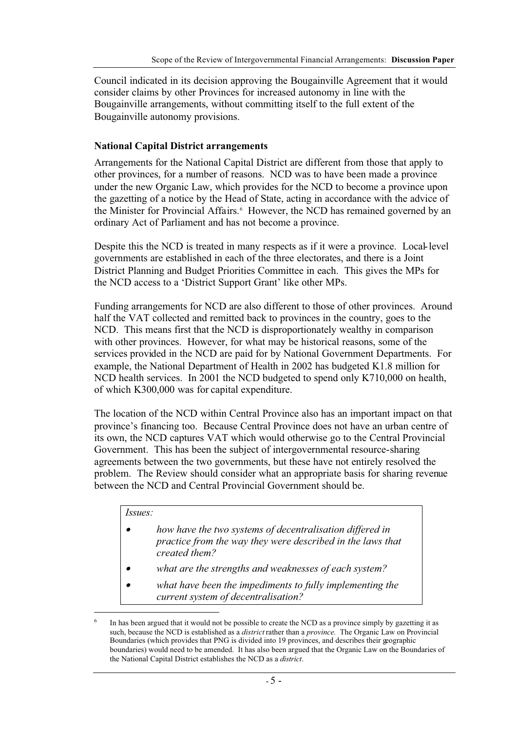Council indicated in its decision approving the Bougainville Agreement that it would consider claims by other Provinces for increased autonomy in line with the Bougainville arrangements, without committing itself to the full extent of the Bougainville autonomy provisions.

**National Capital District arrangements**

Arrangements for the National Capital District are different from those that apply to other provinces, for a number of reasons. NCD was to have been made a province under the new Organic Law, which provides for the NCD to become a province upon the gazetting of a notice by the Head of State, acting in accordance with the advice of the Minister for Provincial Affairs.[6] However, the NCD has remained governed by an ordinary Act of Parliament and has not become a province.

Despite this the NCD is treated in many respects as if it were a province. Local-level governments are established in each of the three electorates, and there is a Joint District Planning and Budget Priorities Committee in each. This gives the MPs for the NCD access to a 'District Support Grant' like other MPs.

Funding arrangements for NCD are also different to those of other provinces. Around half the VAT collected and remitted back to provinces in the country, goes to the NCD. This means first that the NCD is disproportionately wealthy in comparison with other provinces. However, for what may be historical reasons, some of the services provided in the NCD are paid for by National Government Departments. For example, the National Department of Health in 2002 has budgeted K1.8 million for NCD health services. In 2001 the NCD budgeted to spend only K710,000 on health, of which K300,000 was for capital expenditure.

The location of the NCD within Central Province also has an important impact on that province's financing too. Because Central Province does not have an urban centre of its own, the NCD captures VAT which would otherwise go to the Central Provincial Government. This has been the subject of intergovernmental resource-sharing agreements between the two governments, but these have not entirely resolved the problem. The Review should consider what an appropriate basis for sharing revenue between the NCD and Central Provincial Government should be.

> *Issues:*
>
> - *how have the two systems of decentralisation differed in practice from the way they were described in the laws that created them?*
> - *what are the strengths and weaknesses of each system?*
> - *what have been the impediments to fully implementing the current system of decentralisation?*

---

[6] In has been argued that it would not be possible to create the NCD as a province simply by gazetting it as such, because the NCD is established as a *district* rather than a *province*. The Organic Law on Provincial Boundaries (which provides that PNG is divided into 19 provinces, and describes their geographic boundaries) would need to be amended. It has also been argued that the Organic Law on the Boundaries of the National Capital District establishes the NCD as a *district*.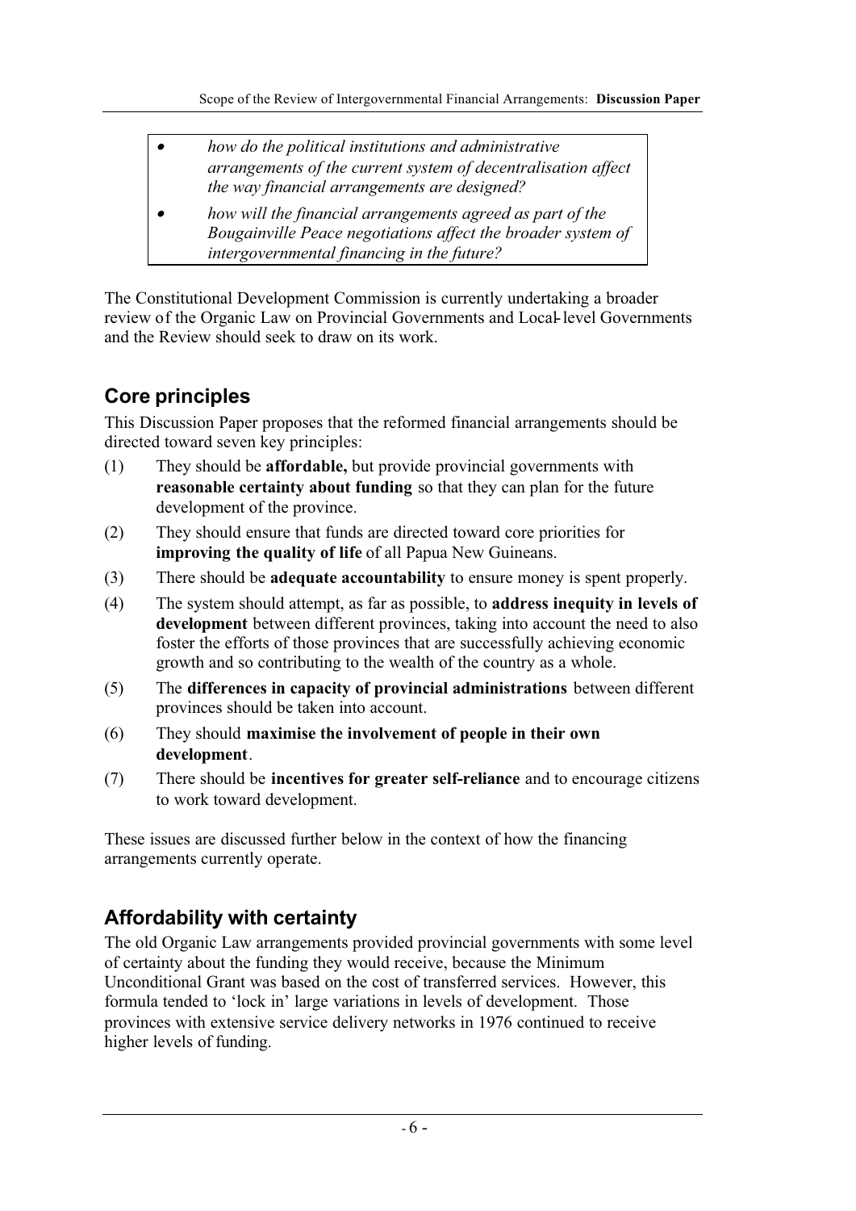- *how do the political institutions and administrative arrangements of the current system of decentralisation affect the way financial arrangements are designed?*
- *how will the financial arrangements agreed as part of the Bougainville Peace negotiations affect the broader system of intergovernmental financing in the future?*

The Constitutional Development Commission is currently undertaking a broader review of the Organic Law on Provincial Governments and Local-level Governments and the Review should seek to draw on its work.

## Core principles

This Discussion Paper proposes that the reformed financial arrangements should be directed toward seven key principles:

(1) They should be **affordable,** but provide provincial governments with **reasonable certainty about funding** so that they can plan for the future development of the province.

(2) They should ensure that funds are directed toward core priorities for **improving the quality of life** of all Papua New Guineans.

(3) There should be **adequate accountability** to ensure money is spent properly.

(4) The system should attempt, as far as possible, to **address inequity in levels of development** between different provinces, taking into account the need to also foster the efforts of those provinces that are successfully achieving economic growth and so contributing to the wealth of the country as a whole.

(5) The **differences in capacity of provincial administrations** between different provinces should be taken into account.

(6) They should **maximise the involvement of people in their own development**.

(7) There should be **incentives for greater self-reliance** and to encourage citizens to work toward development.

These issues are discussed further below in the context of how the financing arrangements currently operate.

## Affordability with certainty

The old Organic Law arrangements provided provincial governments with some level of certainty about the funding they would receive, because the Minimum Unconditional Grant was based on the cost of transferred services. However, this formula tended to 'lock in' large variations in levels of development. Those provinces with extensive service delivery networks in 1976 continued to receive higher levels of funding.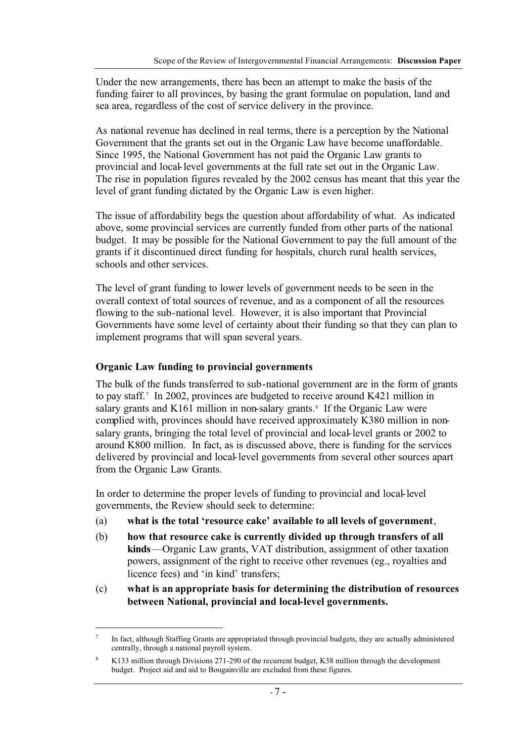Under the new arrangements, there has been an attempt to make the basis of the funding fairer to all provinces, by basing the grant formulae on population, land and sea area, regardless of the cost of service delivery in the province.

As national revenue has declined in real terms, there is a perception by the National Government that the grants set out in the Organic Law have become unaffordable. Since 1995, the National Government has not paid the Organic Law grants to provincial and local-level governments at the full rate set out in the Organic Law. The rise in population figures revealed by the 2002 census has meant that this year the level of grant funding dictated by the Organic Law is even higher.

The issue of affordability begs the question about affordability of what. As indicated above, some provincial services are currently funded from other parts of the national budget. It may be possible for the National Government to pay the full amount of the grants if it discontinued direct funding for hospitals, church rural health services, schools and other services.

The level of grant funding to lower levels of government needs to be seen in the overall context of total sources of revenue, and as a component of all the resources flowing to the sub-national level. However, it is also important that Provincial Governments have some level of certainty about their funding so that they can plan to implement programs that will span several years.

### Organic Law funding to provincial governments

The bulk of the funds transferred to sub-national government are in the form of grants to pay staff.[7] In 2002, provinces are budgeted to receive around K421 million in salary grants and K161 million in non-salary grants.[8] If the Organic Law were complied with, provinces should have received approximately K380 million in non-salary grants, bringing the total level of provincial and local-level grants or 2002 to around K800 million. In fact, as is discussed above, there is funding for the services delivered by provincial and local-level governments from several other sources apart from the Organic Law Grants.

In order to determine the proper levels of funding to provincial and local-level governments, the Review should seek to determine:

(a) **what is the total 'resource cake' available to all levels of government**,

(b) **how that resource cake is currently divided up through transfers of all kinds**—Organic Law grants, VAT distribution, assignment of other taxation powers, assignment of the right to receive other revenues (eg., royalties and licence fees) and 'in kind' transfers;

(c) **what is an appropriate basis for determining the distribution of resources between National, provincial and local-level governments.**

---

[7] In fact, although Staffing Grants are appropriated through provincial budgets, they are actually administered centrally, through a national payroll system.

[8] K133 million through Divisions 271-290 of the recurrent budget, K38 million through the development budget. Project aid and aid to Bougainville are excluded from these figures.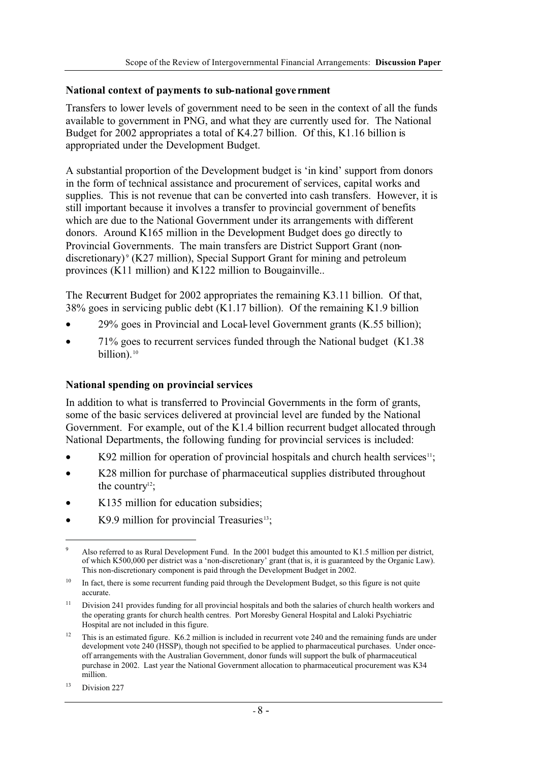### National context of payments to sub-national government

Transfers to lower levels of government need to be seen in the context of all the funds available to government in PNG, and what they are currently used for. The National Budget for 2002 appropriates a total of K4.27 billion. Of this, K1.16 billion is appropriated under the Development Budget.

A substantial proportion of the Development budget is 'in kind' support from donors in the form of technical assistance and procurement of services, capital works and supplies. This is not revenue that can be converted into cash transfers. However, it is still important because it involves a transfer to provincial government of benefits which are due to the National Government under its arrangements with different donors. Around K165 million in the Development Budget does go directly to Provincial Governments. The main transfers are District Support Grant (non-discretionary)[9] (K27 million), Special Support Grant for mining and petroleum provinces (K11 million) and K122 million to Bougainville..

The Recurrent Budget for 2002 appropriates the remaining K3.11 billion. Of that, 38% goes in servicing public debt (K1.17 billion). Of the remaining K1.9 billion

- 29% goes in Provincial and Local-level Government grants (K.55 billion);
- 71% goes to recurrent services funded through the National budget (K1.38 billion).[10]

### National spending on provincial services

In addition to what is transferred to Provincial Governments in the form of grants, some of the basic services delivered at provincial level are funded by the National Government. For example, out of the K1.4 billion recurrent budget allocated through National Departments, the following funding for provincial services is included:

- K92 million for operation of provincial hospitals and church health services[11];
- K28 million for purchase of pharmaceutical supplies distributed throughout the country[12];
- K135 million for education subsidies;
- K9.9 million for provincial Treasuries[13];

---

[9] Also referred to as Rural Development Fund. In the 2001 budget this amounted to K1.5 million per district, of which K500,000 per district was a 'non-discretionary' grant (that is, it is guaranteed by the Organic Law). This non-discretionary component is paid through the Development Budget in 2002.

[10] In fact, there is some recurrent funding paid through the Development Budget, so this figure is not quite accurate.

[11] Division 241 provides funding for all provincial hospitals and both the salaries of church health workers and the operating grants for church health centres. Port Moresby General Hospital and Laloki Psychiatric Hospital are not included in this figure.

[12] This is an estimated figure. K6.2 million is included in recurrent vote 240 and the remaining funds are under development vote 240 (HSSP), though not specified to be applied to pharmaceutical purchases. Under once-off arrangements with the Australian Government, donor funds will support the bulk of pharmaceutical purchase in 2002. Last year the National Government allocation to pharmaceutical procurement was K34 million.

[13] Division 227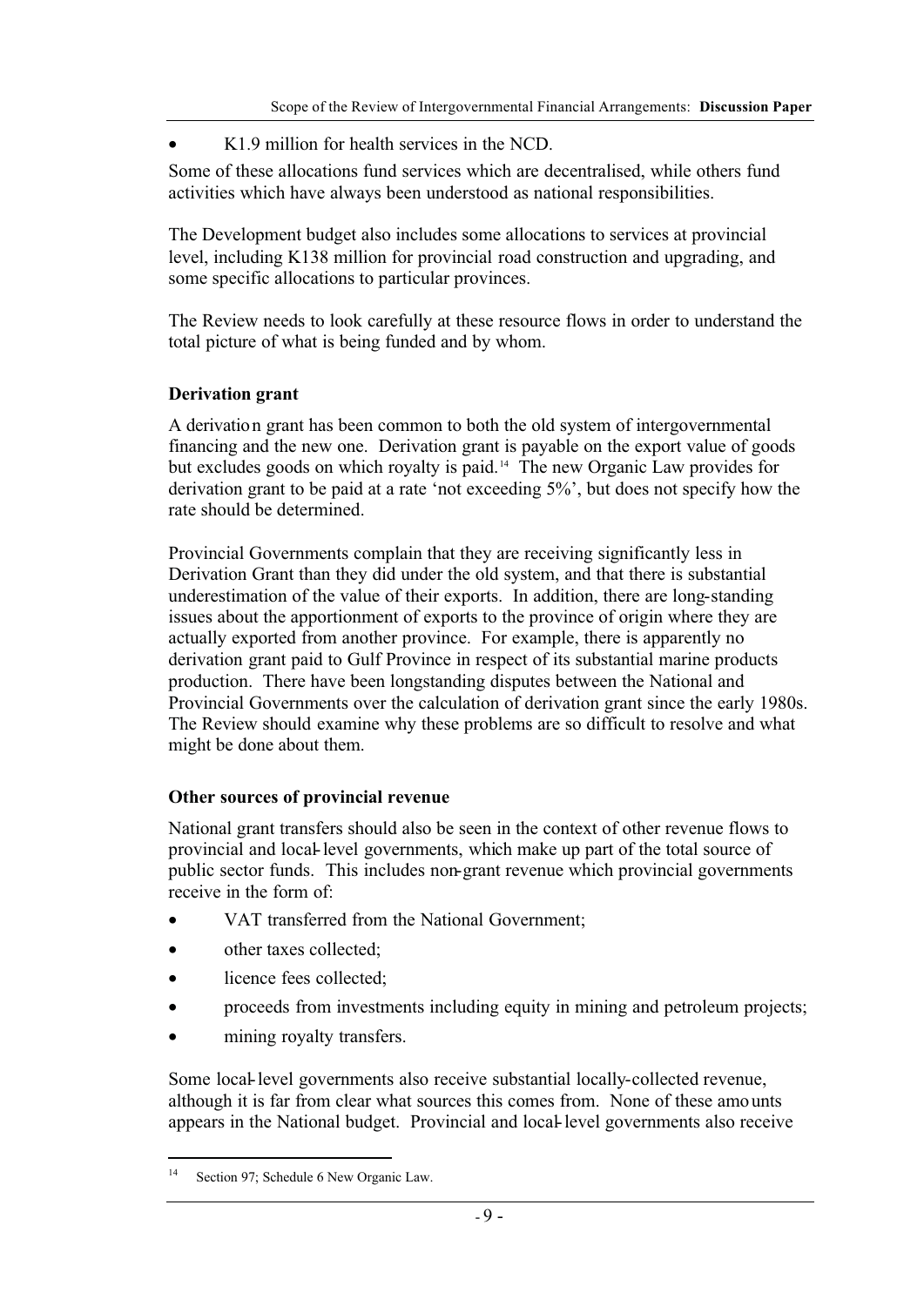- K1.9 million for health services in the NCD.

Some of these allocations fund services which are decentralised, while others fund activities which have always been understood as national responsibilities.

The Development budget also includes some allocations to services at provincial level, including K138 million for provincial road construction and upgrading, and some specific allocations to particular provinces.

The Review needs to look carefully at these resource flows in order to understand the total picture of what is being funded and by whom.

### Derivation grant

A derivation grant has been common to both the old system of intergovernmental financing and the new one. Derivation grant is payable on the export value of goods but excludes goods on which royalty is paid.[14] The new Organic Law provides for derivation grant to be paid at a rate 'not exceeding 5%', but does not specify how the rate should be determined.

Provincial Governments complain that they are receiving significantly less in Derivation Grant than they did under the old system, and that there is substantial underestimation of the value of their exports. In addition, there are long-standing issues about the apportionment of exports to the province of origin where they are actually exported from another province. For example, there is apparently no derivation grant paid to Gulf Province in respect of its substantial marine products production. There have been longstanding disputes between the National and Provincial Governments over the calculation of derivation grant since the early 1980s. The Review should examine why these problems are so difficult to resolve and what might be done about them.

### Other sources of provincial revenue

National grant transfers should also be seen in the context of other revenue flows to provincial and local-level governments, which make up part of the total source of public sector funds. This includes non-grant revenue which provincial governments receive in the form of:

- VAT transferred from the National Government;
- other taxes collected;
- licence fees collected;
- proceeds from investments including equity in mining and petroleum projects;
- mining royalty transfers.

Some local-level governments also receive substantial locally-collected revenue, although it is far from clear what sources this comes from. None of these amounts appears in the National budget. Provincial and local-level governments also receive

[14] Section 97; Schedule 6 New Organic Law.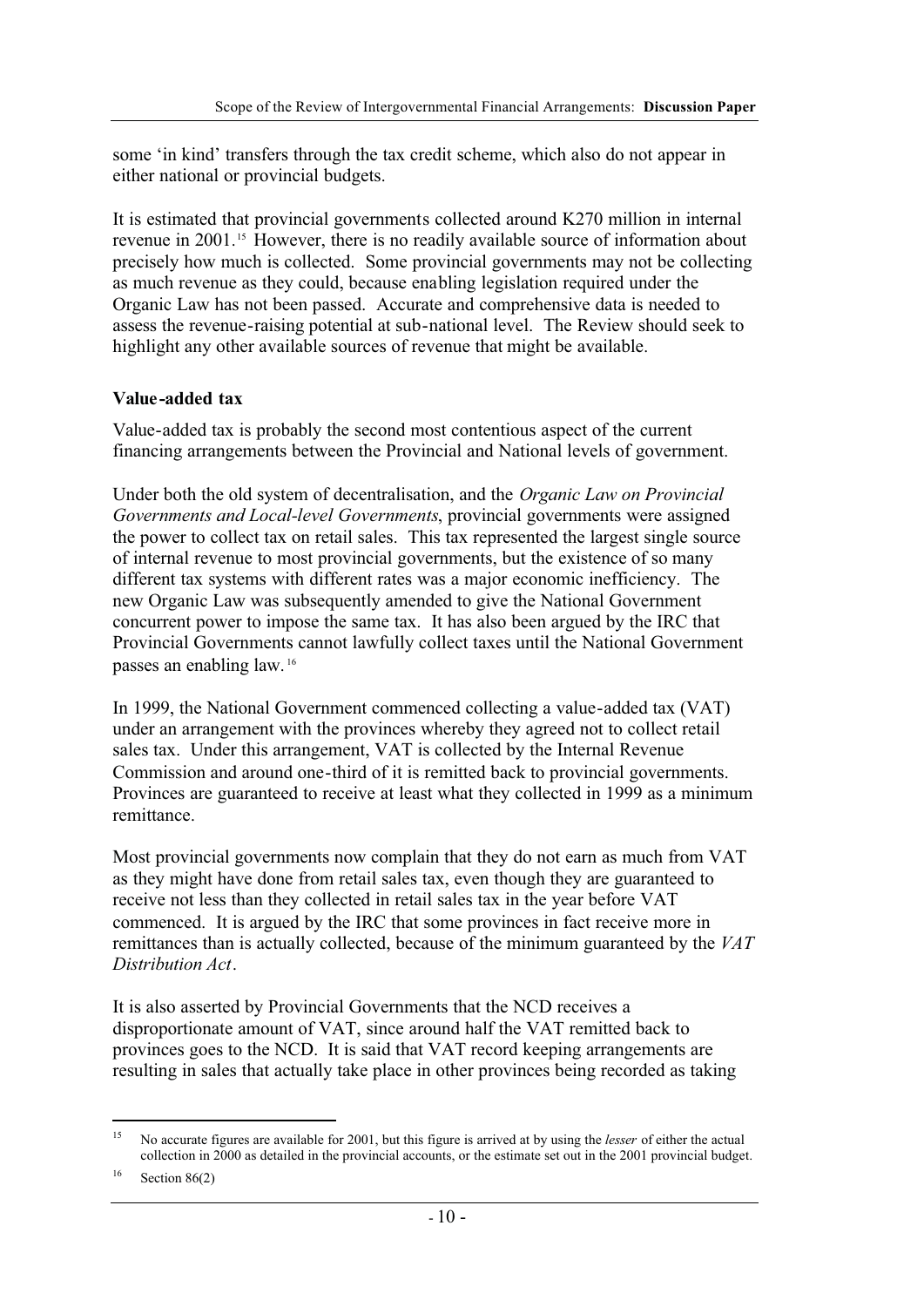some 'in kind' transfers through the tax credit scheme, which also do not appear in either national or provincial budgets.

It is estimated that provincial governments collected around K270 million in internal revenue in 2001.[15] However, there is no readily available source of information about precisely how much is collected. Some provincial governments may not be collecting as much revenue as they could, because enabling legislation required under the Organic Law has not been passed. Accurate and comprehensive data is needed to assess the revenue-raising potential at sub-national level. The Review should seek to highlight any other available sources of revenue that might be available.

**Value-added tax**

Value-added tax is probably the second most contentious aspect of the current financing arrangements between the Provincial and National levels of government.

Under both the old system of decentralisation, and the *Organic Law on Provincial Governments and Local-level Governments*, provincial governments were assigned the power to collect tax on retail sales. This tax represented the largest single source of internal revenue to most provincial governments, but the existence of so many different tax systems with different rates was a major economic inefficiency. The new Organic Law was subsequently amended to give the National Government concurrent power to impose the same tax. It has also been argued by the IRC that Provincial Governments cannot lawfully collect taxes until the National Government passes an enabling law.[16]

In 1999, the National Government commenced collecting a value-added tax (VAT) under an arrangement with the provinces whereby they agreed not to collect retail sales tax. Under this arrangement, VAT is collected by the Internal Revenue Commission and around one-third of it is remitted back to provincial governments. Provinces are guaranteed to receive at least what they collected in 1999 as a minimum remittance.

Most provincial governments now complain that they do not earn as much from VAT as they might have done from retail sales tax, even though they are guaranteed to receive not less than they collected in retail sales tax in the year before VAT commenced. It is argued by the IRC that some provinces in fact receive more in remittances than is actually collected, because of the minimum guaranteed by the *VAT Distribution Act*.

It is also asserted by Provincial Governments that the NCD receives a disproportionate amount of VAT, since around half the VAT remitted back to provinces goes to the NCD. It is said that VAT record keeping arrangements are resulting in sales that actually take place in other provinces being recorded as taking

---

[15] No accurate figures are available for 2001, but this figure is arrived at by using the *lesser* of either the actual collection in 2000 as detailed in the provincial accounts, or the estimate set out in the 2001 provincial budget.

[16] Section 86(2)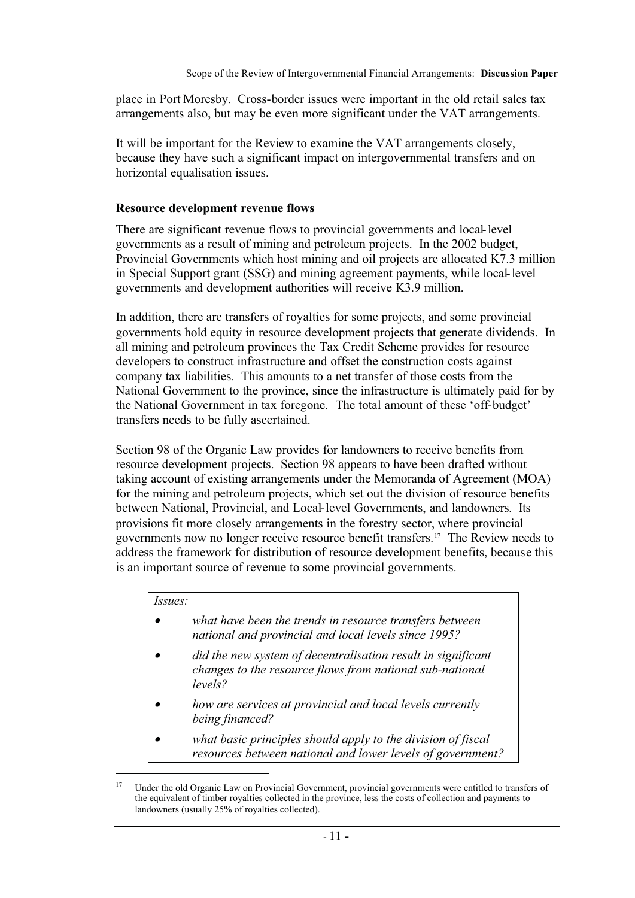place in Port Moresby. Cross-border issues were important in the old retail sales tax arrangements also, but may be even more significant under the VAT arrangements.

It will be important for the Review to examine the VAT arrangements closely, because they have such a significant impact on intergovernmental transfers and on horizontal equalisation issues.

**Resource development revenue flows**

There are significant revenue flows to provincial governments and local-level governments as a result of mining and petroleum projects. In the 2002 budget, Provincial Governments which host mining and oil projects are allocated K7.3 million in Special Support grant (SSG) and mining agreement payments, while local-level governments and development authorities will receive K3.9 million.

In addition, there are transfers of royalties for some projects, and some provincial governments hold equity in resource development projects that generate dividends. In all mining and petroleum provinces the Tax Credit Scheme provides for resource developers to construct infrastructure and offset the construction costs against company tax liabilities. This amounts to a net transfer of those costs from the National Government to the province, since the infrastructure is ultimately paid for by the National Government in tax foregone. The total amount of these 'off-budget' transfers needs to be fully ascertained.

Section 98 of the Organic Law provides for landowners to receive benefits from resource development projects. Section 98 appears to have been drafted without taking account of existing arrangements under the Memoranda of Agreement (MOA) for the mining and petroleum projects, which set out the division of resource benefits between National, Provincial, and Local-level Governments, and landowners. Its provisions fit more closely arrangements in the forestry sector, where provincial governments now no longer receive resource benefit transfers.[17] The Review needs to address the framework for distribution of resource development benefits, because this is an important source of revenue to some provincial governments.

*Issues:*

- *what have been the trends in resource transfers between national and provincial and local levels since 1995?*
- *did the new system of decentralisation result in significant changes to the resource flows from national sub-national levels?*
- *how are services at provincial and local levels currently being financed?*
- *what basic principles should apply to the division of fiscal resources between national and lower levels of government?*

[17] Under the old Organic Law on Provincial Government, provincial governments were entitled to transfers of the equivalent of timber royalties collected in the province, less the costs of collection and payments to landowners (usually 25% of royalties collected).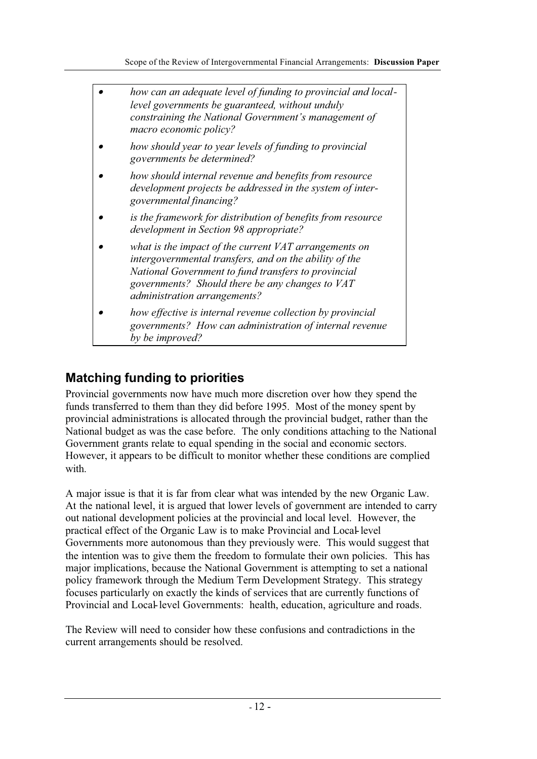- *how can an adequate level of funding to provincial and local-level governments be guaranteed, without unduly constraining the National Government's management of macro economic policy?*
- *how should year to year levels of funding to provincial governments be determined?*
- *how should internal revenue and benefits from resource development projects be addressed in the system of inter-governmental financing?*
- *is the framework for distribution of benefits from resource development in Section 98 appropriate?*
- *what is the impact of the current VAT arrangements on intergovernmental transfers, and on the ability of the National Government to fund transfers to provincial governments? Should there be any changes to VAT administration arrangements?*
- *how effective is internal revenue collection by provincial governments? How can administration of internal revenue by be improved?*

## Matching funding to priorities

Provincial governments now have much more discretion over how they spend the funds transferred to them than they did before 1995. Most of the money spent by provincial administrations is allocated through the provincial budget, rather than the National budget as was the case before. The only conditions attaching to the National Government grants relate to equal spending in the social and economic sectors. However, it appears to be difficult to monitor whether these conditions are complied with.

A major issue is that it is far from clear what was intended by the new Organic Law. At the national level, it is argued that lower levels of government are intended to carry out national development policies at the provincial and local level. However, the practical effect of the Organic Law is to make Provincial and Local-level Governments more autonomous than they previously were. This would suggest that the intention was to give them the freedom to formulate their own policies. This has major implications, because the National Government is attempting to set a national policy framework through the Medium Term Development Strategy. This strategy focuses particularly on exactly the kinds of services that are currently functions of Provincial and Local-level Governments: health, education, agriculture and roads.

The Review will need to consider how these confusions and contradictions in the current arrangements should be resolved.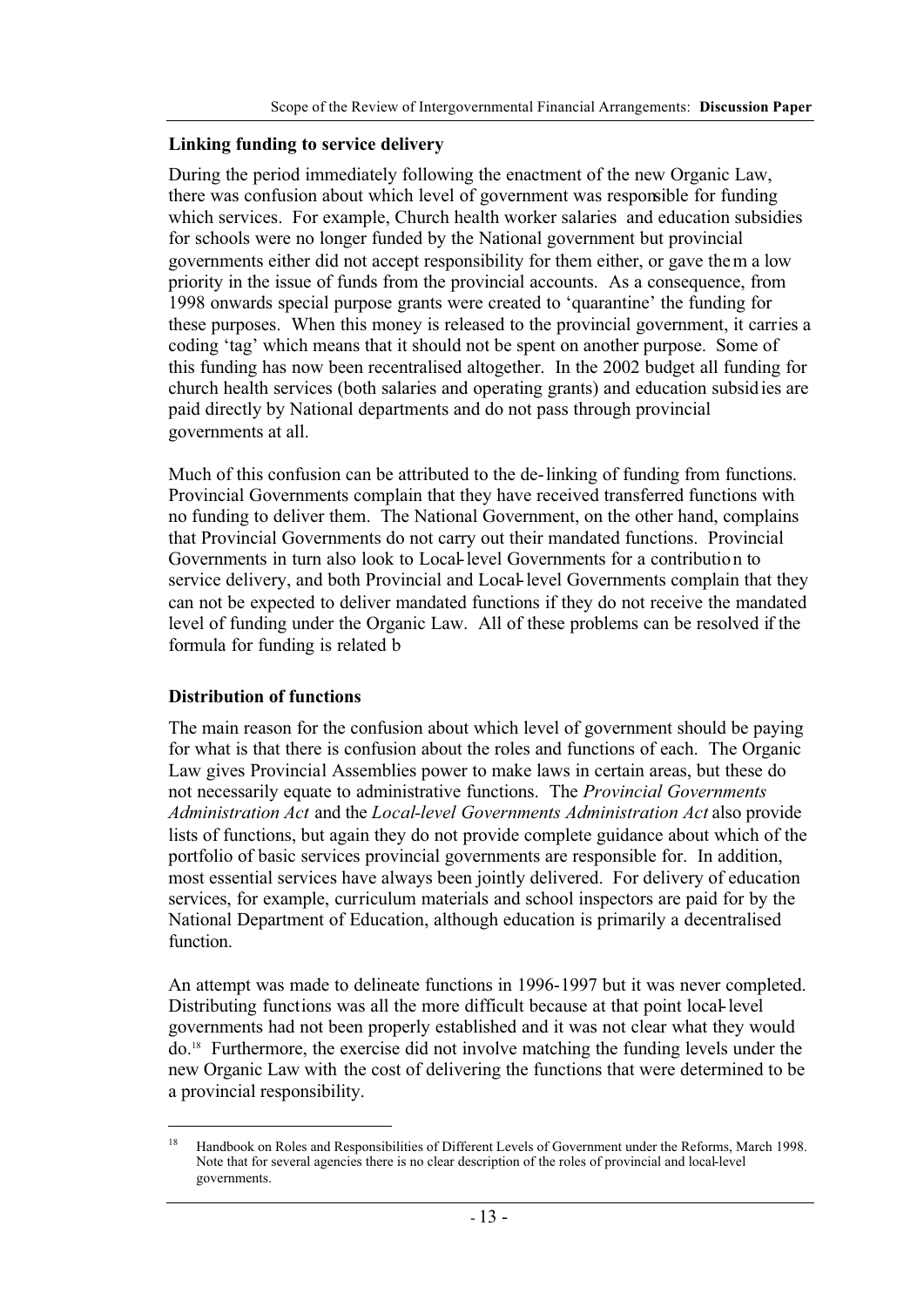### Linking funding to service delivery

During the period immediately following the enactment of the new Organic Law, there was confusion about which level of government was responsible for funding which services. For example, Church health worker salaries and education subsidies for schools were no longer funded by the National government but provincial governments either did not accept responsibility for them either, or gave them a low priority in the issue of funds from the provincial accounts. As a consequence, from 1998 onwards special purpose grants were created to 'quarantine' the funding for these purposes. When this money is released to the provincial government, it carries a coding 'tag' which means that it should not be spent on another purpose. Some of this funding has now been recentralised altogether. In the 2002 budget all funding for church health services (both salaries and operating grants) and education subsidies are paid directly by National departments and do not pass through provincial governments at all.

Much of this confusion can be attributed to the de-linking of funding from functions. Provincial Governments complain that they have received transferred functions with no funding to deliver them. The National Government, on the other hand, complains that Provincial Governments do not carry out their mandated functions. Provincial Governments in turn also look to Local-level Governments for a contribution to service delivery, and both Provincial and Local-level Governments complain that they can not be expected to deliver mandated functions if they do not receive the mandated level of funding under the Organic Law. All of these problems can be resolved if the formula for funding is related b

### Distribution of functions

The main reason for the confusion about which level of government should be paying for what is that there is confusion about the roles and functions of each. The Organic Law gives Provincial Assemblies power to make laws in certain areas, but these do not necessarily equate to administrative functions. The *Provincial Governments Administration Act* and the *Local-level Governments Administration Act* also provide lists of functions, but again they do not provide complete guidance about which of the portfolio of basic services provincial governments are responsible for. In addition, most essential services have always been jointly delivered. For delivery of education services, for example, curriculum materials and school inspectors are paid for by the National Department of Education, although education is primarily a decentralised function.

An attempt was made to delineate functions in 1996-1997 but it was never completed. Distributing functions was all the more difficult because at that point local-level governments had not been properly established and it was not clear what they would do.[18] Furthermore, the exercise did not involve matching the funding levels under the new Organic Law with the cost of delivering the functions that were determined to be a provincial responsibility.

[18] Handbook on Roles and Responsibilities of Different Levels of Government under the Reforms, March 1998. Note that for several agencies there is no clear description of the roles of provincial and local-level governments.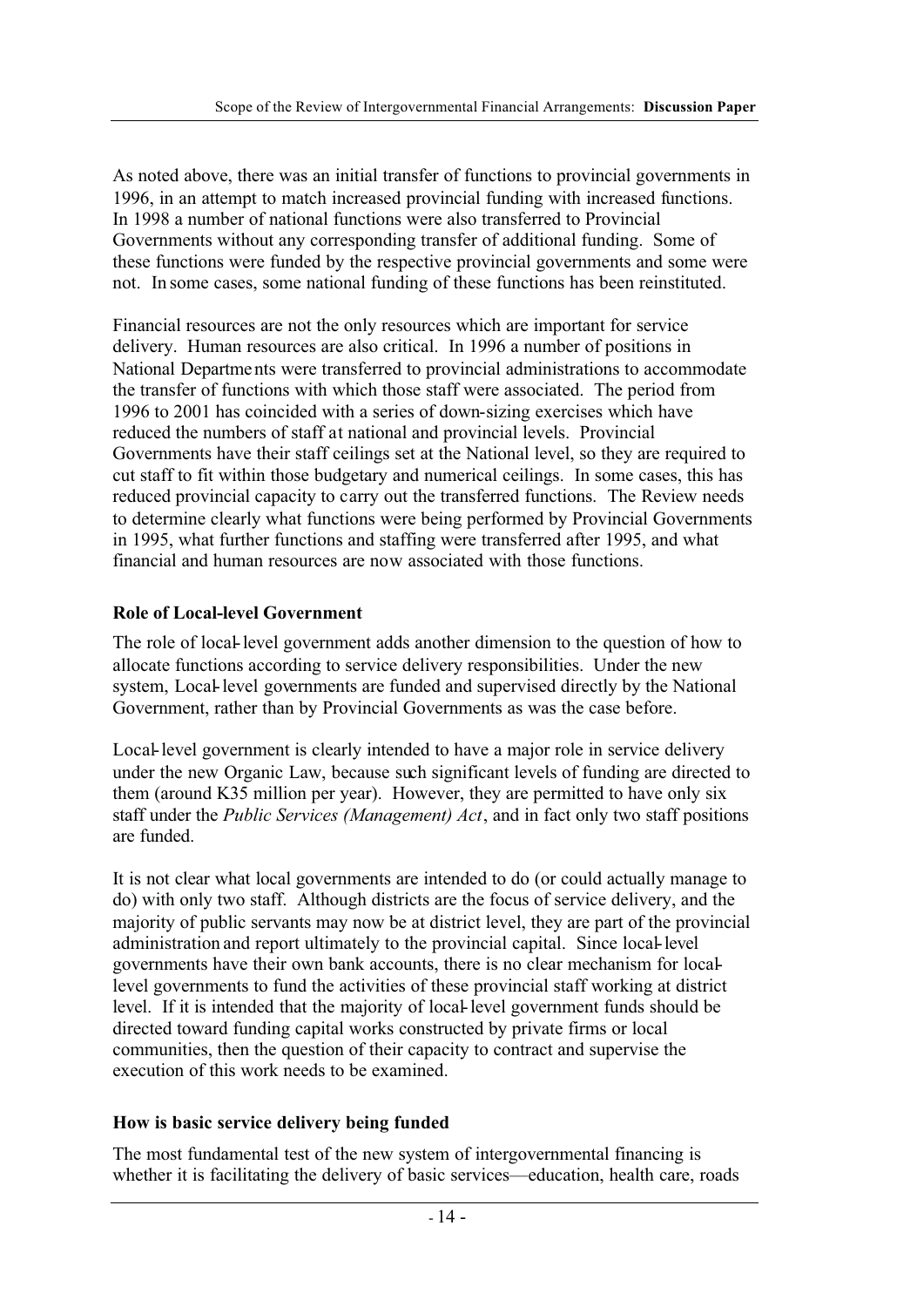As noted above, there was an initial transfer of functions to provincial governments in 1996, in an attempt to match increased provincial funding with increased functions. In 1998 a number of national functions were also transferred to Provincial Governments without any corresponding transfer of additional funding. Some of these functions were funded by the respective provincial governments and some were not. In some cases, some national funding of these functions has been reinstituted.

Financial resources are not the only resources which are important for service delivery. Human resources are also critical. In 1996 a number of positions in National Departments were transferred to provincial administrations to accommodate the transfer of functions with which those staff were associated. The period from 1996 to 2001 has coincided with a series of down-sizing exercises which have reduced the numbers of staff at national and provincial levels. Provincial Governments have their staff ceilings set at the National level, so they are required to cut staff to fit within those budgetary and numerical ceilings. In some cases, this has reduced provincial capacity to carry out the transferred functions. The Review needs to determine clearly what functions were being performed by Provincial Governments in 1995, what further functions and staffing were transferred after 1995, and what financial and human resources are now associated with those functions.

**Role of Local-level Government**

The role of local-level government adds another dimension to the question of how to allocate functions according to service delivery responsibilities. Under the new system, Local-level governments are funded and supervised directly by the National Government, rather than by Provincial Governments as was the case before.

Local-level government is clearly intended to have a major role in service delivery under the new Organic Law, because such significant levels of funding are directed to them (around K35 million per year). However, they are permitted to have only six staff under the *Public Services (Management) Act*, and in fact only two staff positions are funded.

It is not clear what local governments are intended to do (or could actually manage to do) with only two staff. Although districts are the focus of service delivery, and the majority of public servants may now be at district level, they are part of the provincial administration and report ultimately to the provincial capital. Since local-level governments have their own bank accounts, there is no clear mechanism for local-level governments to fund the activities of these provincial staff working at district level. If it is intended that the majority of local-level government funds should be directed toward funding capital works constructed by private firms or local communities, then the question of their capacity to contract and supervise the execution of this work needs to be examined.

**How is basic service delivery being funded**

The most fundamental test of the new system of intergovernmental financing is whether it is facilitating the delivery of basic services—education, health care, roads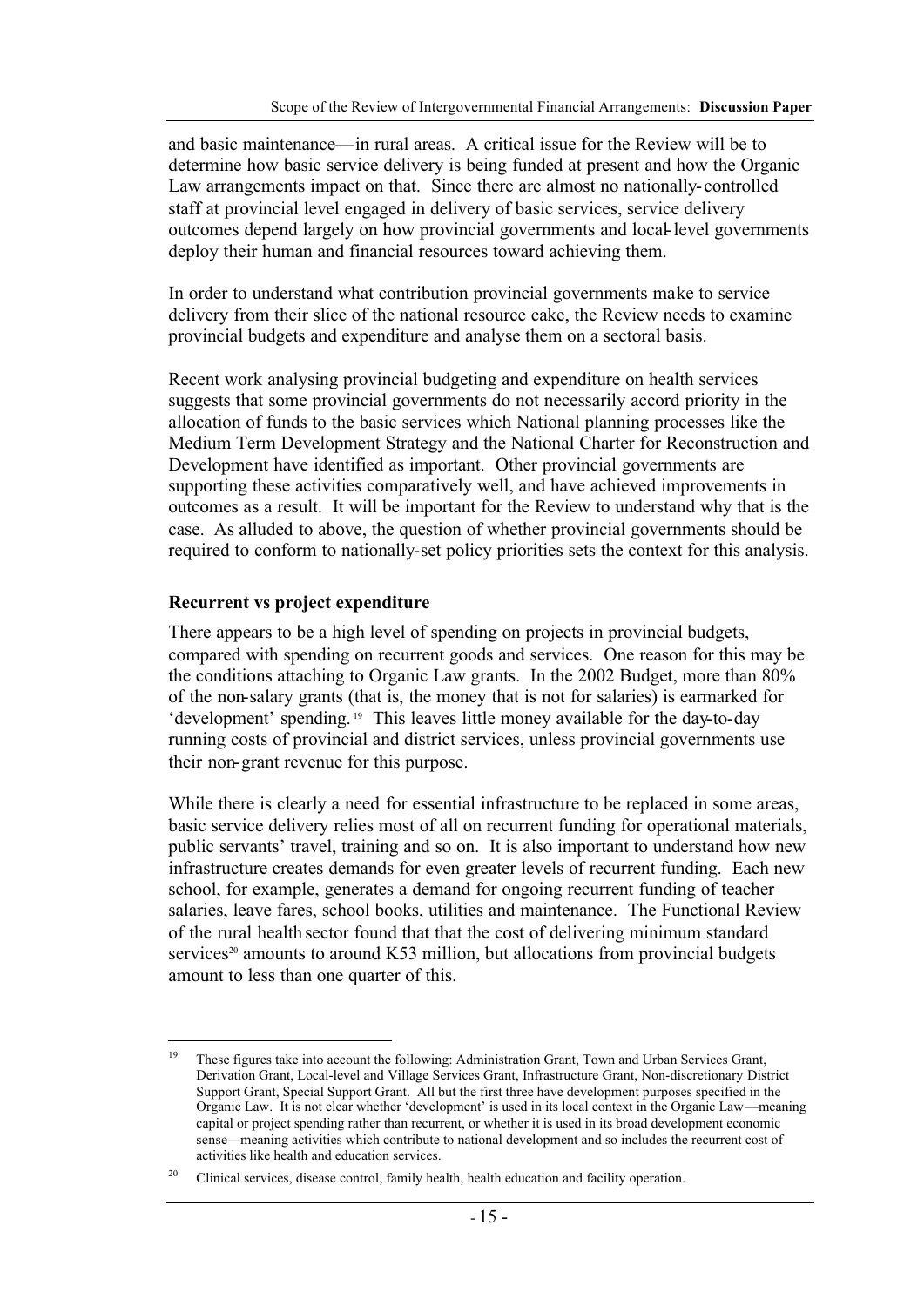and basic maintenance—in rural areas. A critical issue for the Review will be to determine how basic service delivery is being funded at present and how the Organic Law arrangements impact on that. Since there are almost no nationally-controlled staff at provincial level engaged in delivery of basic services, service delivery outcomes depend largely on how provincial governments and local-level governments deploy their human and financial resources toward achieving them.

In order to understand what contribution provincial governments make to service delivery from their slice of the national resource cake, the Review needs to examine provincial budgets and expenditure and analyse them on a sectoral basis.

Recent work analysing provincial budgeting and expenditure on health services suggests that some provincial governments do not necessarily accord priority in the allocation of funds to the basic services which National planning processes like the Medium Term Development Strategy and the National Charter for Reconstruction and Development have identified as important. Other provincial governments are supporting these activities comparatively well, and have achieved improvements in outcomes as a result. It will be important for the Review to understand why that is the case. As alluded to above, the question of whether provincial governments should be required to conform to nationally-set policy priorities sets the context for this analysis.

### Recurrent vs project expenditure

There appears to be a high level of spending on projects in provincial budgets, compared with spending on recurrent goods and services. One reason for this may be the conditions attaching to Organic Law grants. In the 2002 Budget, more than 80% of the non-salary grants (that is, the money that is not for salaries) is earmarked for 'development' spending.[19] This leaves little money available for the day-to-day running costs of provincial and district services, unless provincial governments use their non-grant revenue for this purpose.

While there is clearly a need for essential infrastructure to be replaced in some areas, basic service delivery relies most of all on recurrent funding for operational materials, public servants' travel, training and so on. It is also important to understand how new infrastructure creates demands for even greater levels of recurrent funding. Each new school, for example, generates a demand for ongoing recurrent funding of teacher salaries, leave fares, school books, utilities and maintenance. The Functional Review of the rural health sector found that that the cost of delivering minimum standard services[20] amounts to around K53 million, but allocations from provincial budgets amount to less than one quarter of this.

---

[19] These figures take into account the following: Administration Grant, Town and Urban Services Grant, Derivation Grant, Local-level and Village Services Grant, Infrastructure Grant, Non-discretionary District Support Grant, Special Support Grant. All but the first three have development purposes specified in the Organic Law. It is not clear whether 'development' is used in its local context in the Organic Law—meaning capital or project spending rather than recurrent, or whether it is used in its broad development economic sense—meaning activities which contribute to national development and so includes the recurrent cost of activities like health and education services.

[20] Clinical services, disease control, family health, health education and facility operation.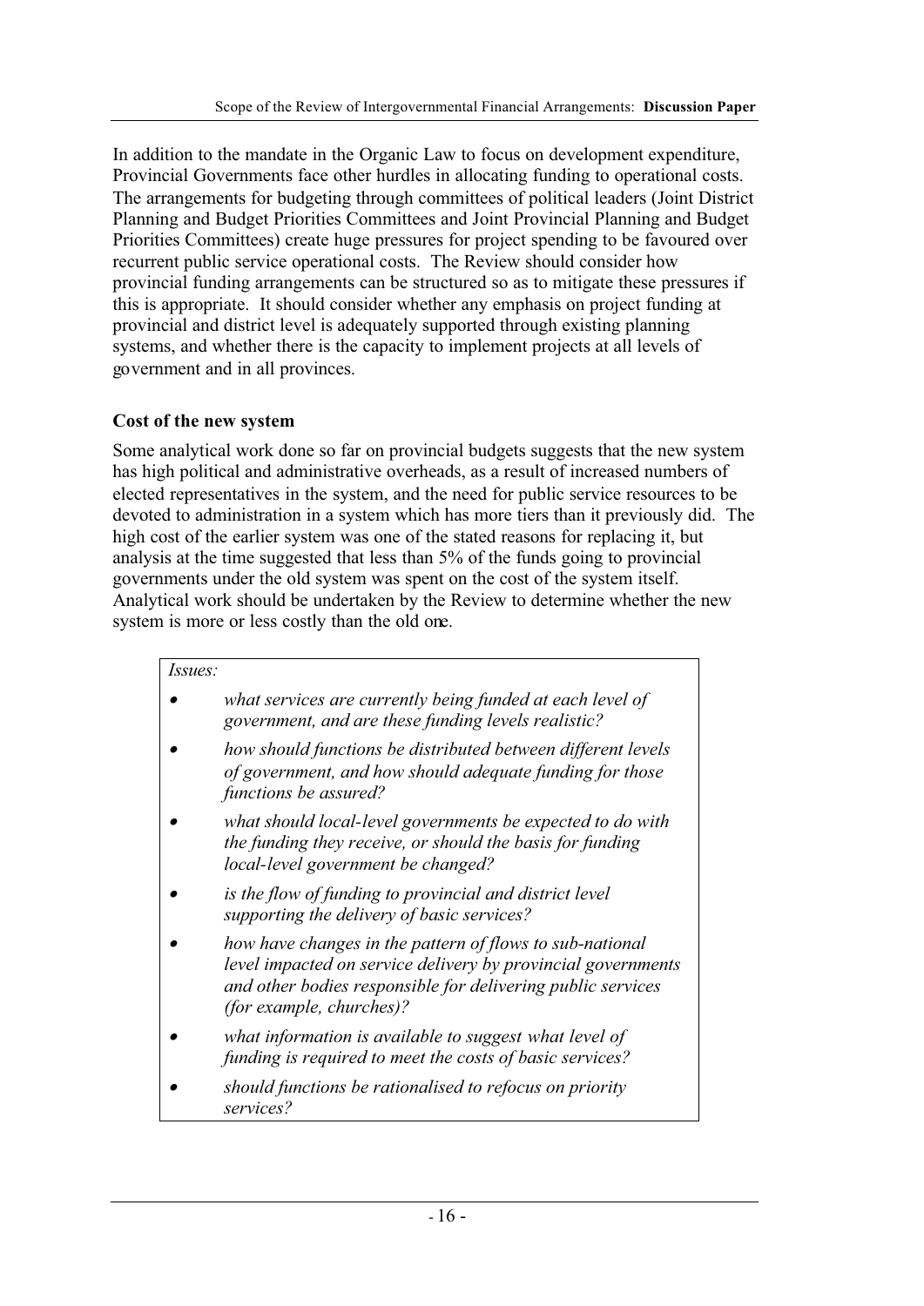In addition to the mandate in the Organic Law to focus on development expenditure, Provincial Governments face other hurdles in allocating funding to operational costs. The arrangements for budgeting through committees of political leaders (Joint District Planning and Budget Priorities Committees and Joint Provincial Planning and Budget Priorities Committees) create huge pressures for project spending to be favoured over recurrent public service operational costs. The Review should consider how provincial funding arrangements can be structured so as to mitigate these pressures if this is appropriate. It should consider whether any emphasis on project funding at provincial and district level is adequately supported through existing planning systems, and whether there is the capacity to implement projects at all levels of government and in all provinces.

**Cost of the new system**

Some analytical work done so far on provincial budgets suggests that the new system has high political and administrative overheads, as a result of increased numbers of elected representatives in the system, and the need for public service resources to be devoted to administration in a system which has more tiers than it previously did. The high cost of the earlier system was one of the stated reasons for replacing it, but analysis at the time suggested that less than 5% of the funds going to provincial governments under the old system was spent on the cost of the system itself. Analytical work should be undertaken by the Review to determine whether the new system is more or less costly than the old one.

*Issues:*

- *what services are currently being funded at each level of government, and are these funding levels realistic?*
- *how should functions be distributed between different levels of government, and how should adequate funding for those functions be assured?*
- *what should local-level governments be expected to do with the funding they receive, or should the basis for funding local-level government be changed?*
- *is the flow of funding to provincial and district level supporting the delivery of basic services?*
- *how have changes in the pattern of flows to sub-national level impacted on service delivery by provincial governments and other bodies responsible for delivering public services (for example, churches)?*
- *what information is available to suggest what level of funding is required to meet the costs of basic services?*
- *should functions be rationalised to refocus on priority services?*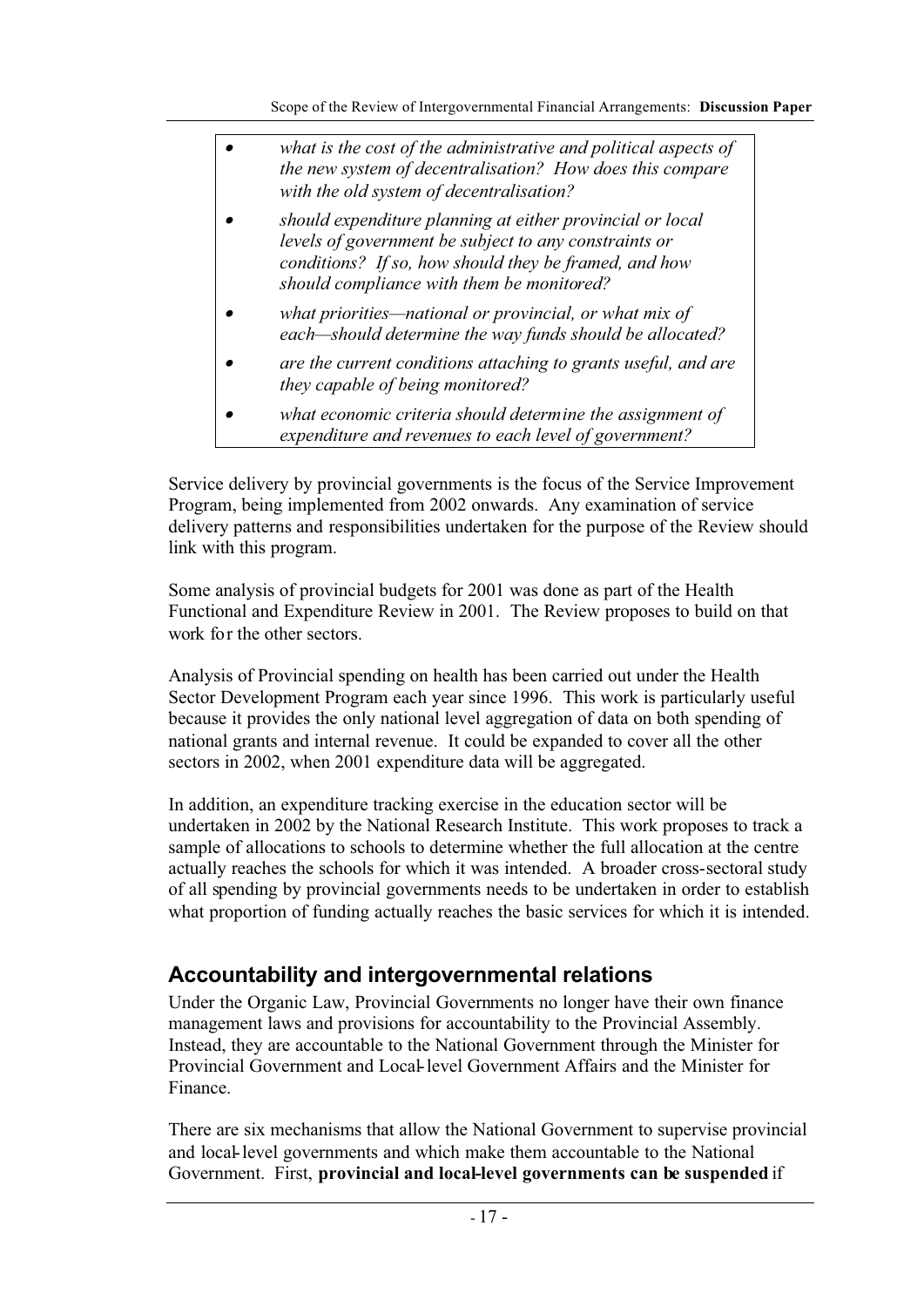- *what is the cost of the administrative and political aspects of the new system of decentralisation? How does this compare with the old system of decentralisation?*
- *should expenditure planning at either provincial or local levels of government be subject to any constraints or conditions? If so, how should they be framed, and how should compliance with them be monitored?*
- *what priorities—national or provincial, or what mix of each—should determine the way funds should be allocated?*
- *are the current conditions attaching to grants useful, and are they capable of being monitored?*
- *what economic criteria should determine the assignment of expenditure and revenues to each level of government?*

Service delivery by provincial governments is the focus of the Service Improvement Program, being implemented from 2002 onwards. Any examination of service delivery patterns and responsibilities undertaken for the purpose of the Review should link with this program.

Some analysis of provincial budgets for 2001 was done as part of the Health Functional and Expenditure Review in 2001. The Review proposes to build on that work for the other sectors.

Analysis of Provincial spending on health has been carried out under the Health Sector Development Program each year since 1996. This work is particularly useful because it provides the only national level aggregation of data on both spending of national grants and internal revenue. It could be expanded to cover all the other sectors in 2002, when 2001 expenditure data will be aggregated.

In addition, an expenditure tracking exercise in the education sector will be undertaken in 2002 by the National Research Institute. This work proposes to track a sample of allocations to schools to determine whether the full allocation at the centre actually reaches the schools for which it was intended. A broader cross-sectoral study of all spending by provincial governments needs to be undertaken in order to establish what proportion of funding actually reaches the basic services for which it is intended.

## Accountability and intergovernmental relations

Under the Organic Law, Provincial Governments no longer have their own finance management laws and provisions for accountability to the Provincial Assembly. Instead, they are accountable to the National Government through the Minister for Provincial Government and Local-level Government Affairs and the Minister for Finance.

There are six mechanisms that allow the National Government to supervise provincial and local-level governments and which make them accountable to the National Government. First, **provincial and local-level governments can be suspended** if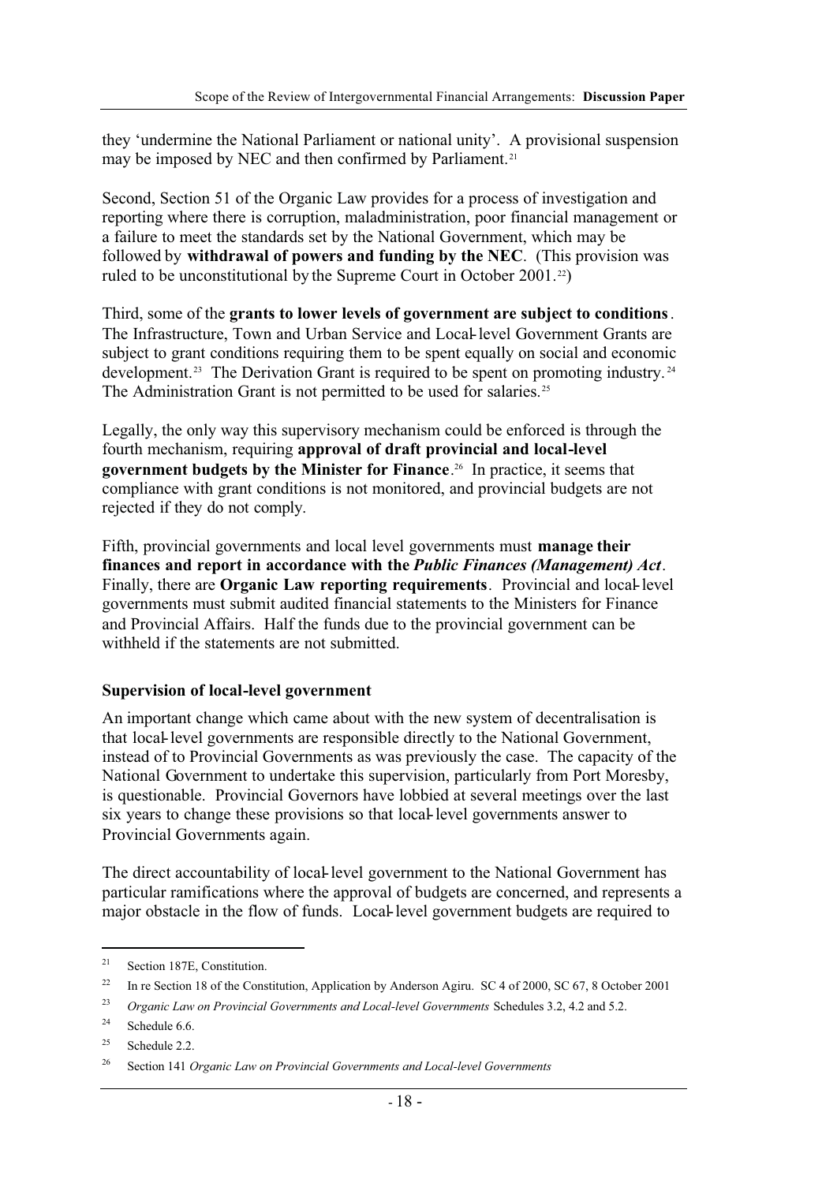they 'undermine the National Parliament or national unity'. A provisional suspension may be imposed by NEC and then confirmed by Parliament.[21]

Second, Section 51 of the Organic Law provides for a process of investigation and reporting where there is corruption, maladministration, poor financial management or a failure to meet the standards set by the National Government, which may be followed by **withdrawal of powers and funding by the NEC**. (This provision was ruled to be unconstitutional by the Supreme Court in October 2001.[22])

Third, some of the **grants to lower levels of government are subject to conditions**. The Infrastructure, Town and Urban Service and Local-level Government Grants are subject to grant conditions requiring them to be spent equally on social and economic development.[23] The Derivation Grant is required to be spent on promoting industry.[24] The Administration Grant is not permitted to be used for salaries.[25]

Legally, the only way this supervisory mechanism could be enforced is through the fourth mechanism, requiring **approval of draft provincial and local-level government budgets by the Minister for Finance**.[26] In practice, it seems that compliance with grant conditions is not monitored, and provincial budgets are not rejected if they do not comply.

Fifth, provincial governments and local level governments must **manage their finances and report in accordance with the *Public Finances (Management) Act***. Finally, there are **Organic Law reporting requirements**. Provincial and local-level governments must submit audited financial statements to the Ministers for Finance and Provincial Affairs. Half the funds due to the provincial government can be withheld if the statements are not submitted.

**Supervision of local-level government**

An important change which came about with the new system of decentralisation is that local-level governments are responsible directly to the National Government, instead of to Provincial Governments as was previously the case. The capacity of the National Government to undertake this supervision, particularly from Port Moresby, is questionable. Provincial Governors have lobbied at several meetings over the last six years to change these provisions so that local-level governments answer to Provincial Governments again.

The direct accountability of local-level government to the National Government has particular ramifications where the approval of budgets are concerned, and represents a major obstacle in the flow of funds. Local-level government budgets are required to

---

[21] Section 187E, Constitution.

[22] In re Section 18 of the Constitution, Application by Anderson Agiru. SC 4 of 2000, SC 67, 8 October 2001

[23] *Organic Law on Provincial Governments and Local-level Governments* Schedules 3.2, 4.2 and 5.2.

[24] Schedule 6.6.

[25] Schedule 2.2.

[26] Section 141 *Organic Law on Provincial Governments and Local-level Governments*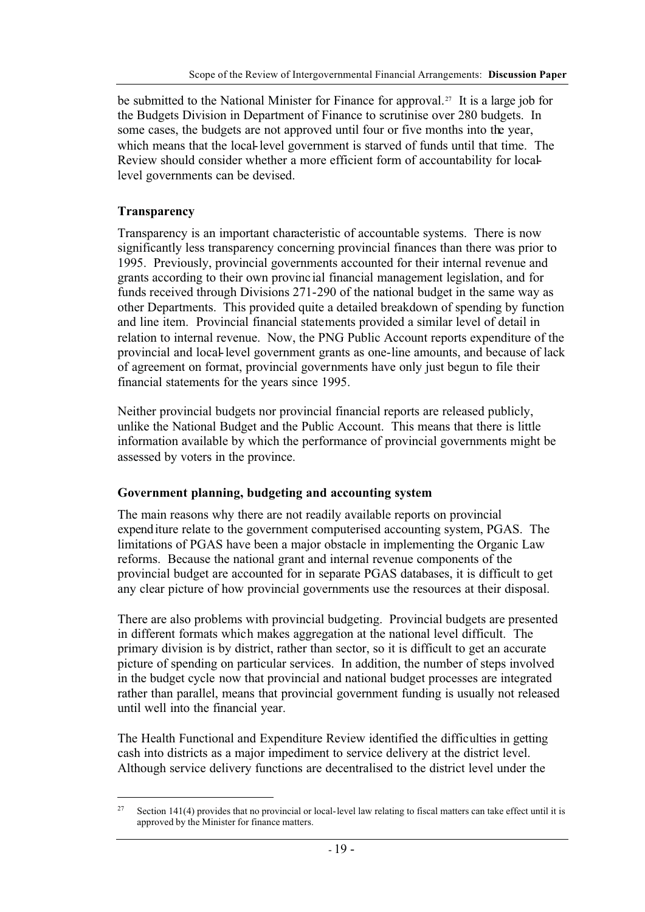be submitted to the National Minister for Finance for approval.[27] It is a large job for the Budgets Division in Department of Finance to scrutinise over 280 budgets. In some cases, the budgets are not approved until four or five months into the year, which means that the local-level government is starved of funds until that time. The Review should consider whether a more efficient form of accountability for local-level governments can be devised.

### Transparency

Transparency is an important characteristic of accountable systems. There is now significantly less transparency concerning provincial finances than there was prior to 1995. Previously, provincial governments accounted for their internal revenue and grants according to their own provincial financial management legislation, and for funds received through Divisions 271-290 of the national budget in the same way as other Departments. This provided quite a detailed breakdown of spending by function and line item. Provincial financial statements provided a similar level of detail in relation to internal revenue. Now, the PNG Public Account reports expenditure of the provincial and local-level government grants as one-line amounts, and because of lack of agreement on format, provincial governments have only just begun to file their financial statements for the years since 1995.

Neither provincial budgets nor provincial financial reports are released publicly, unlike the National Budget and the Public Account. This means that there is little information available by which the performance of provincial governments might be assessed by voters in the province.

### Government planning, budgeting and accounting system

The main reasons why there are not readily available reports on provincial expenditure relate to the government computerised accounting system, PGAS. The limitations of PGAS have been a major obstacle in implementing the Organic Law reforms. Because the national grant and internal revenue components of the provincial budget are accounted for in separate PGAS databases, it is difficult to get any clear picture of how provincial governments use the resources at their disposal.

There are also problems with provincial budgeting. Provincial budgets are presented in different formats which makes aggregation at the national level difficult. The primary division is by district, rather than sector, so it is difficult to get an accurate picture of spending on particular services. In addition, the number of steps involved in the budget cycle now that provincial and national budget processes are integrated rather than parallel, means that provincial government funding is usually not released until well into the financial year.

The Health Functional and Expenditure Review identified the difficulties in getting cash into districts as a major impediment to service delivery at the district level. Although service delivery functions are decentralised to the district level under the

[27] Section 141(4) provides that no provincial or local-level law relating to fiscal matters can take effect until it is approved by the Minister for finance matters.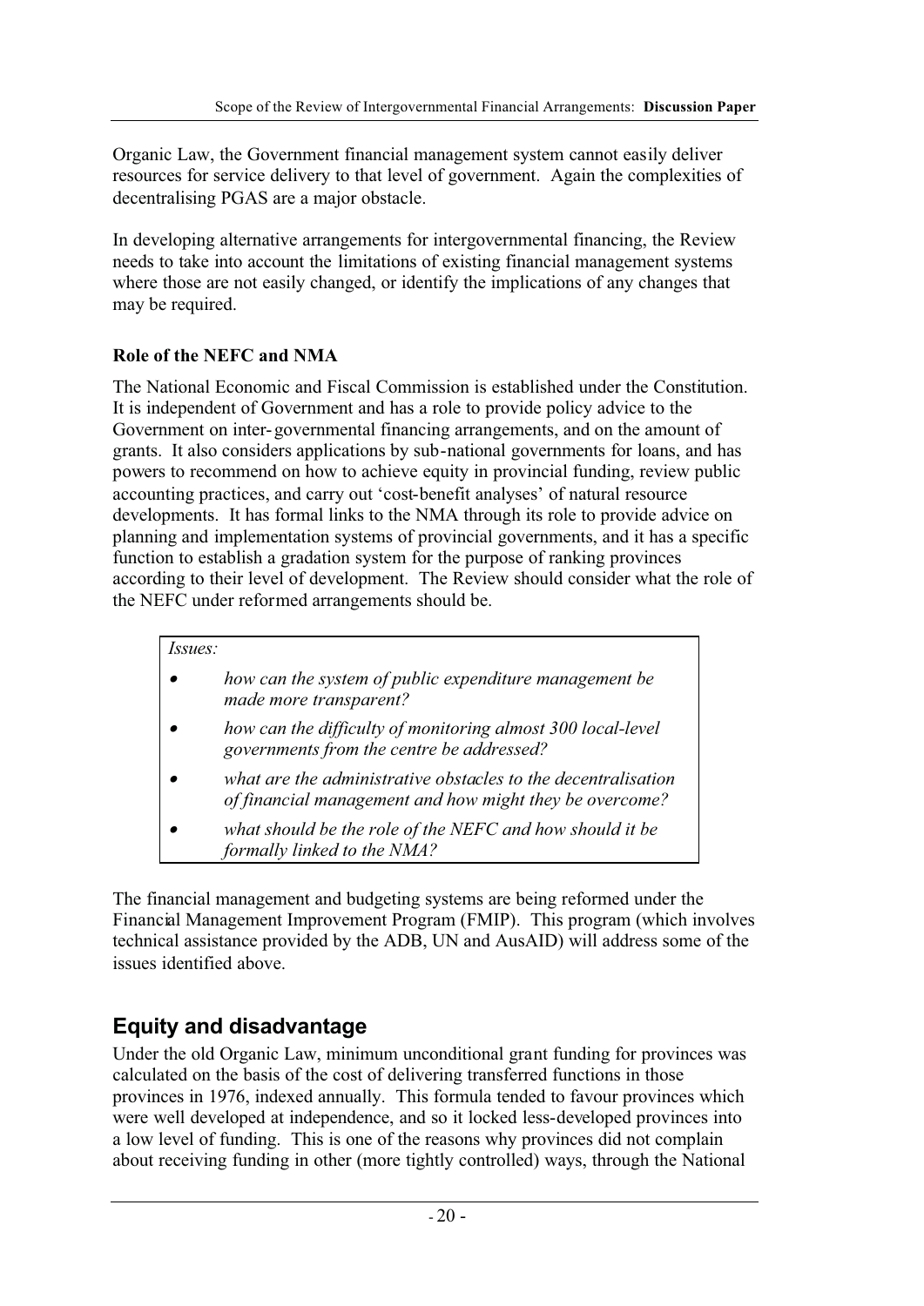Organic Law, the Government financial management system cannot easily deliver resources for service delivery to that level of government. Again the complexities of decentralising PGAS are a major obstacle.

In developing alternative arrangements for intergovernmental financing, the Review needs to take into account the limitations of existing financial management systems where those are not easily changed, or identify the implications of any changes that may be required.

**Role of the NEFC and NMA**

The National Economic and Fiscal Commission is established under the Constitution. It is independent of Government and has a role to provide policy advice to the Government on inter-governmental financing arrangements, and on the amount of grants. It also considers applications by sub-national governments for loans, and has powers to recommend on how to achieve equity in provincial funding, review public accounting practices, and carry out 'cost-benefit analyses' of natural resource developments. It has formal links to the NMA through its role to provide advice on planning and implementation systems of provincial governments, and it has a specific function to establish a gradation system for the purpose of ranking provinces according to their level of development. The Review should consider what the role of the NEFC under reformed arrangements should be.

*Issues:*

- *how can the system of public expenditure management be made more transparent?*
- *how can the difficulty of monitoring almost 300 local-level governments from the centre be addressed?*
- *what are the administrative obstacles to the decentralisation of financial management and how might they be overcome?*
- *what should be the role of the NEFC and how should it be formally linked to the NMA?*

The financial management and budgeting systems are being reformed under the Financial Management Improvement Program (FMIP). This program (which involves technical assistance provided by the ADB, UN and AusAID) will address some of the issues identified above.

## Equity and disadvantage

Under the old Organic Law, minimum unconditional grant funding for provinces was calculated on the basis of the cost of delivering transferred functions in those provinces in 1976, indexed annually. This formula tended to favour provinces which were well developed at independence, and so it locked less-developed provinces into a low level of funding. This is one of the reasons why provinces did not complain about receiving funding in other (more tightly controlled) ways, through the National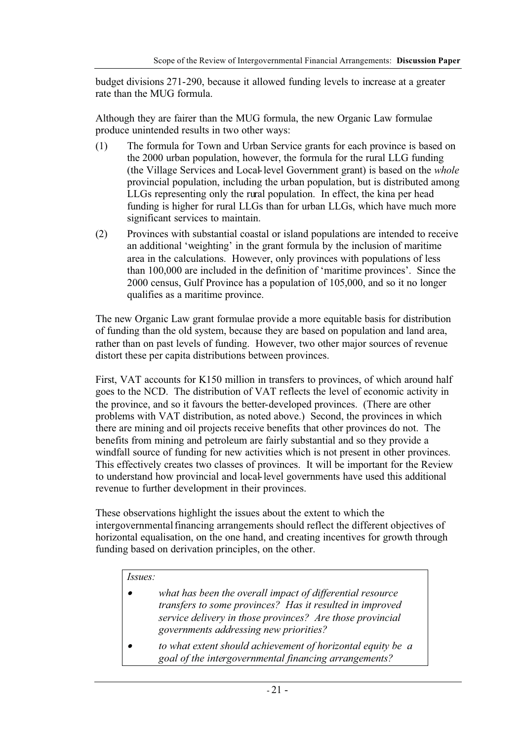budget divisions 271-290, because it allowed funding levels to increase at a greater rate than the MUG formula.

Although they are fairer than the MUG formula, the new Organic Law formulae produce unintended results in two other ways:

(1) The formula for Town and Urban Service grants for each province is based on the 2000 urban population, however, the formula for the rural LLG funding (the Village Services and Local-level Government grant) is based on the *whole* provincial population, including the urban population, but is distributed among LLGs representing only the rural population. In effect, the kina per head funding is higher for rural LLGs than for urban LLGs, which have much more significant services to maintain.

(2) Provinces with substantial coastal or island populations are intended to receive an additional 'weighting' in the grant formula by the inclusion of maritime area in the calculations. However, only provinces with populations of less than 100,000 are included in the definition of 'maritime provinces'. Since the 2000 census, Gulf Province has a population of 105,000, and so it no longer qualifies as a maritime province.

The new Organic Law grant formulae provide a more equitable basis for distribution of funding than the old system, because they are based on population and land area, rather than on past levels of funding. However, two other major sources of revenue distort these per capita distributions between provinces.

First, VAT accounts for K150 million in transfers to provinces, of which around half goes to the NCD. The distribution of VAT reflects the level of economic activity in the province, and so it favours the better-developed provinces. (There are other problems with VAT distribution, as noted above.) Second, the provinces in which there are mining and oil projects receive benefits that other provinces do not. The benefits from mining and petroleum are fairly substantial and so they provide a windfall source of funding for new activities which is not present in other provinces. This effectively creates two classes of provinces. It will be important for the Review to understand how provincial and local-level governments have used this additional revenue to further development in their provinces.

These observations highlight the issues about the extent to which the intergovernmental financing arrangements should reflect the different objectives of horizontal equalisation, on the one hand, and creating incentives for growth through funding based on derivation principles, on the other.

*Issues:*

- *what has been the overall impact of differential resource transfers to some provinces? Has it resulted in improved service delivery in those provinces? Are those provincial governments addressing new priorities?*
- *to what extent should achievement of horizontal equity be a goal of the intergovernmental financing arrangements?*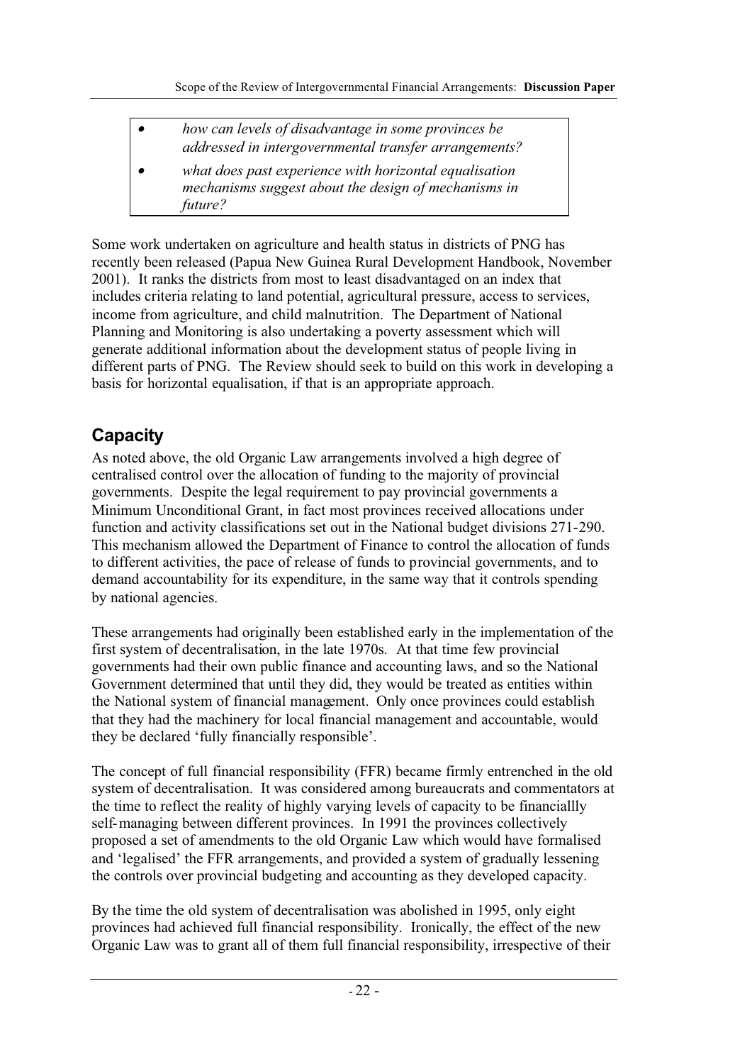- *how can levels of disadvantage in some provinces be addressed in intergovernmental transfer arrangements?*
- *what does past experience with horizontal equalisation mechanisms suggest about the design of mechanisms in future?*

Some work undertaken on agriculture and health status in districts of PNG has recently been released (Papua New Guinea Rural Development Handbook, November 2001). It ranks the districts from most to least disadvantaged on an index that includes criteria relating to land potential, agricultural pressure, access to services, income from agriculture, and child malnutrition. The Department of National Planning and Monitoring is also undertaking a poverty assessment which will generate additional information about the development status of people living in different parts of PNG. The Review should seek to build on this work in developing a basis for horizontal equalisation, if that is an appropriate approach.

## Capacity

As noted above, the old Organic Law arrangements involved a high degree of centralised control over the allocation of funding to the majority of provincial governments. Despite the legal requirement to pay provincial governments a Minimum Unconditional Grant, in fact most provinces received allocations under function and activity classifications set out in the National budget divisions 271-290. This mechanism allowed the Department of Finance to control the allocation of funds to different activities, the pace of release of funds to provincial governments, and to demand accountability for its expenditure, in the same way that it controls spending by national agencies.

These arrangements had originally been established early in the implementation of the first system of decentralisation, in the late 1970s. At that time few provincial governments had their own public finance and accounting laws, and so the National Government determined that until they did, they would be treated as entities within the National system of financial management. Only once provinces could establish that they had the machinery for local financial management and accountable, would they be declared 'fully financially responsible'.

The concept of full financial responsibility (FFR) became firmly entrenched in the old system of decentralisation. It was considered among bureaucrats and commentators at the time to reflect the reality of highly varying levels of capacity to be financiallly self-managing between different provinces. In 1991 the provinces collectively proposed a set of amendments to the old Organic Law which would have formalised and 'legalised' the FFR arrangements, and provided a system of gradually lessening the controls over provincial budgeting and accounting as they developed capacity.

By the time the old system of decentralisation was abolished in 1995, only eight provinces had achieved full financial responsibility. Ironically, the effect of the new Organic Law was to grant all of them full financial responsibility, irrespective of their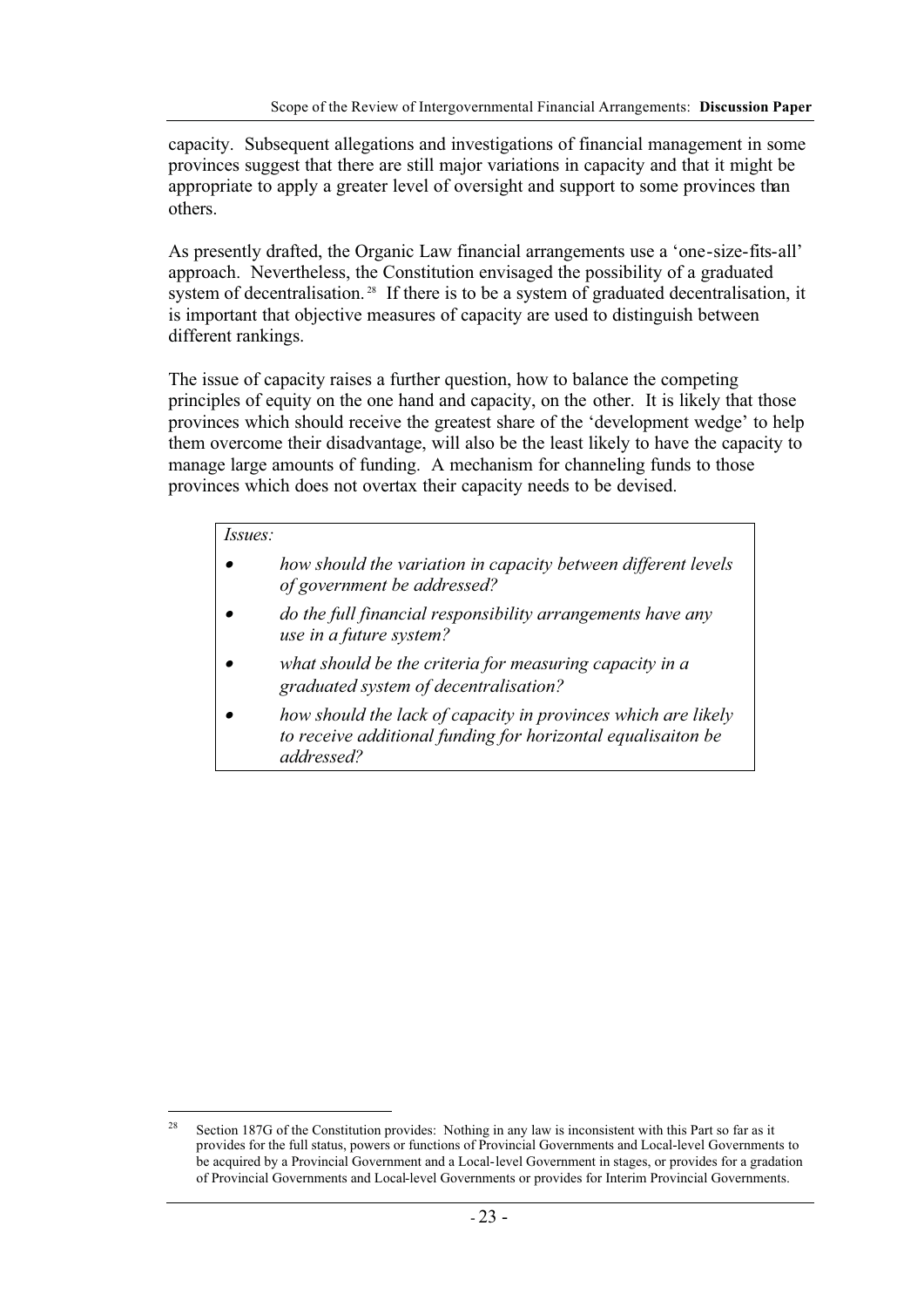capacity. Subsequent allegations and investigations of financial management in some provinces suggest that there are still major variations in capacity and that it might be appropriate to apply a greater level of oversight and support to some provinces than others.

As presently drafted, the Organic Law financial arrangements use a 'one-size-fits-all' approach. Nevertheless, the Constitution envisaged the possibility of a graduated system of decentralisation.[28] If there is to be a system of graduated decentralisation, it is important that objective measures of capacity are used to distinguish between different rankings.

The issue of capacity raises a further question, how to balance the competing principles of equity on the one hand and capacity, on the other. It is likely that those provinces which should receive the greatest share of the 'development wedge' to help them overcome their disadvantage, will also be the least likely to have the capacity to manage large amounts of funding. A mechanism for channeling funds to those provinces which does not overtax their capacity needs to be devised.

> *Issues:*
>
> - *how should the variation in capacity between different levels of government be addressed?*
> - *do the full financial responsibility arrangements have any use in a future system?*
> - *what should be the criteria for measuring capacity in a graduated system of decentralisation?*
> - *how should the lack of capacity in provinces which are likely to receive additional funding for horizontal equalisaiton be addressed?*

---

[28] Section 187G of the Constitution provides: Nothing in any law is inconsistent with this Part so far as it provides for the full status, powers or functions of Provincial Governments and Local-level Governments to be acquired by a Provincial Government and a Local-level Government in stages, or provides for a gradation of Provincial Governments and Local-level Governments or provides for Interim Provincial Governments.